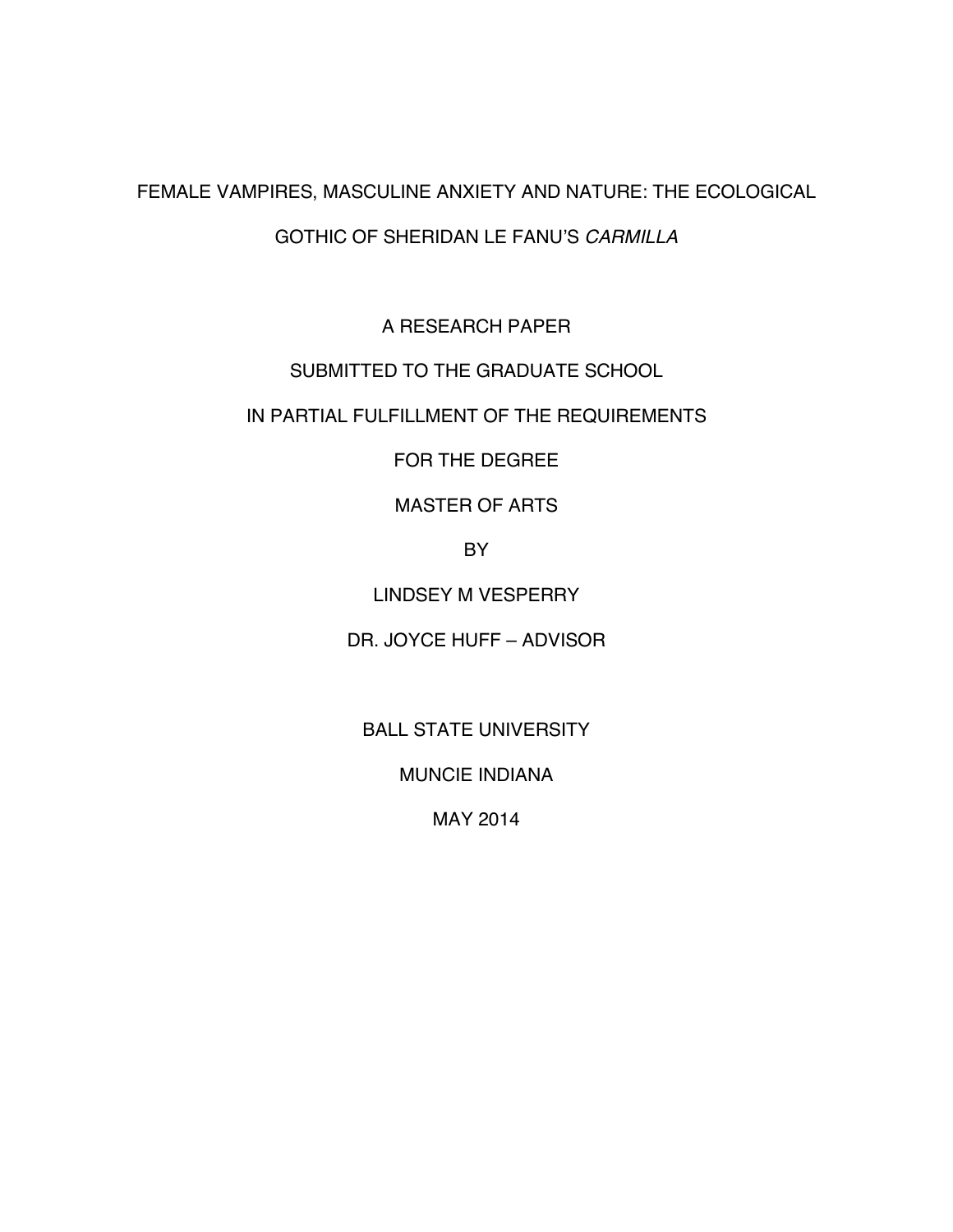# FEMALE VAMPIRES, MASCULINE ANXIETY AND NATURE: THE ECOLOGICAL GOTHIC OF SHERIDAN LE FANU'S *CARMILLA*

A RESEARCH PAPER

SUBMITTED TO THE GRADUATE SCHOOL

IN PARTIAL FULFILLMENT OF THE REQUIREMENTS

FOR THE DEGREE

MASTER OF ARTS

BY

LINDSEY M VESPERRY

DR. JOYCE HUFF – ADVISOR

BALL STATE UNIVERSITY

MUNCIE INDIANA

MAY 2014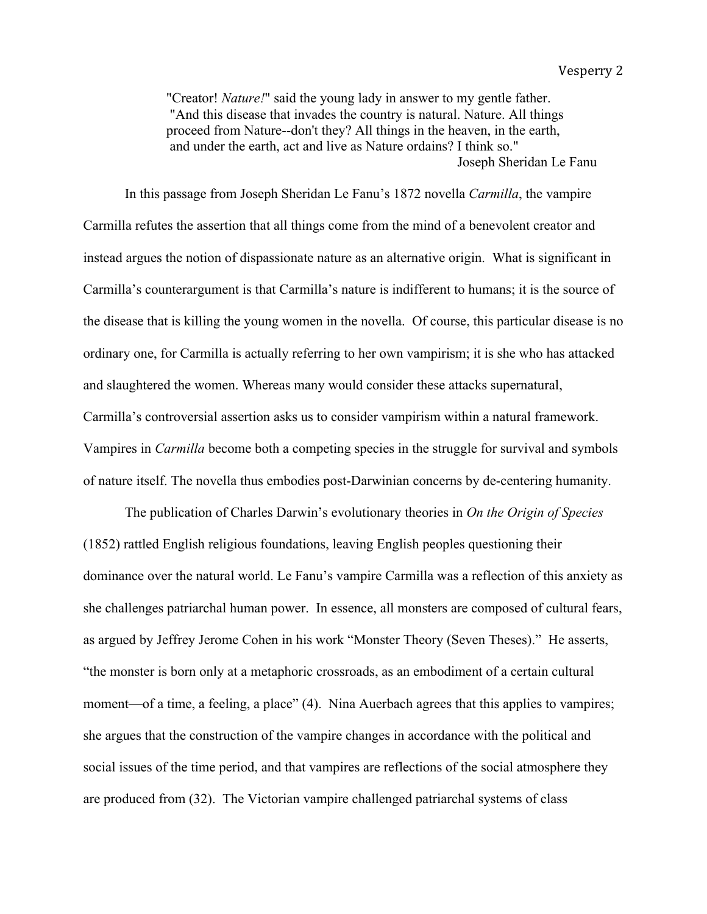> "Creator! *Nature!*" said the young lady in answer to my gentle father. "And this disease that invades the country is natural. Nature. All things proceed from Nature--don't they? All things in the heaven, in the earth, and under the earth, act and live as Nature ordains? I think so."
>
> Joseph Sheridan Le Fanu

In this passage from Joseph Sheridan Le Fanu's 1872 novella *Carmilla*, the vampire Carmilla refutes the assertion that all things come from the mind of a benevolent creator and instead argues the notion of dispassionate nature as an alternative origin. What is significant in Carmilla's counterargument is that Carmilla's nature is indifferent to humans; it is the source of the disease that is killing the young women in the novella. Of course, this particular disease is no ordinary one, for Carmilla is actually referring to her own vampirism; it is she who has attacked and slaughtered the women. Whereas many would consider these attacks supernatural, Carmilla's controversial assertion asks us to consider vampirism within a natural framework. Vampires in *Carmilla* become both a competing species in the struggle for survival and symbols of nature itself. The novella thus embodies post-Darwinian concerns by de-centering humanity.

The publication of Charles Darwin's evolutionary theories in *On the Origin of Species* (1852) rattled English religious foundations, leaving English peoples questioning their dominance over the natural world. Le Fanu's vampire Carmilla was a reflection of this anxiety as she challenges patriarchal human power. In essence, all monsters are composed of cultural fears, as argued by Jeffrey Jerome Cohen in his work "Monster Theory (Seven Theses)." He asserts, "the monster is born only at a metaphoric crossroads, as an embodiment of a certain cultural moment—of a time, a feeling, a place" (4). Nina Auerbach agrees that this applies to vampires; she argues that the construction of the vampire changes in accordance with the political and social issues of the time period, and that vampires are reflections of the social atmosphere they are produced from (32). The Victorian vampire challenged patriarchal systems of class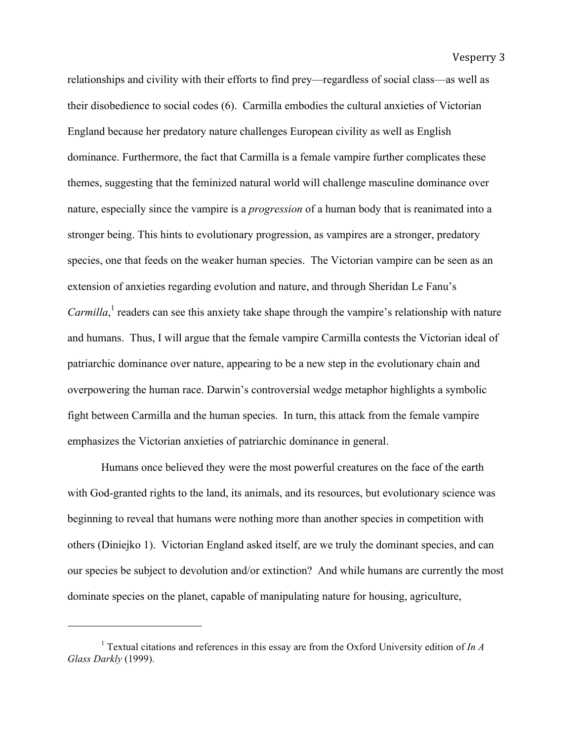relationships and civility with their efforts to find prey—regardless of social class—as well as their disobedience to social codes (6). Carmilla embodies the cultural anxieties of Victorian England because her predatory nature challenges European civility as well as English dominance. Furthermore, the fact that Carmilla is a female vampire further complicates these themes, suggesting that the feminized natural world will challenge masculine dominance over nature, especially since the vampire is a *progression* of a human body that is reanimated into a stronger being. This hints to evolutionary progression, as vampires are a stronger, predatory species, one that feeds on the weaker human species. The Victorian vampire can be seen as an extension of anxieties regarding evolution and nature, and through Sheridan Le Fanu's *Carmilla*,[1] readers can see this anxiety take shape through the vampire's relationship with nature and humans. Thus, I will argue that the female vampire Carmilla contests the Victorian ideal of patriarchic dominance over nature, appearing to be a new step in the evolutionary chain and overpowering the human race. Darwin's controversial wedge metaphor highlights a symbolic fight between Carmilla and the human species. In turn, this attack from the female vampire emphasizes the Victorian anxieties of patriarchic dominance in general.

Humans once believed they were the most powerful creatures on the face of the earth with God-granted rights to the land, its animals, and its resources, but evolutionary science was beginning to reveal that humans were nothing more than another species in competition with others (Diniejko 1). Victorian England asked itself, are we truly the dominant species, and can our species be subject to devolution and/or extinction? And while humans are currently the most dominate species on the planet, capable of manipulating nature for housing, agriculture,

---

[1] Textual citations and references in this essay are from the Oxford University edition of *In A Glass Darkly* (1999).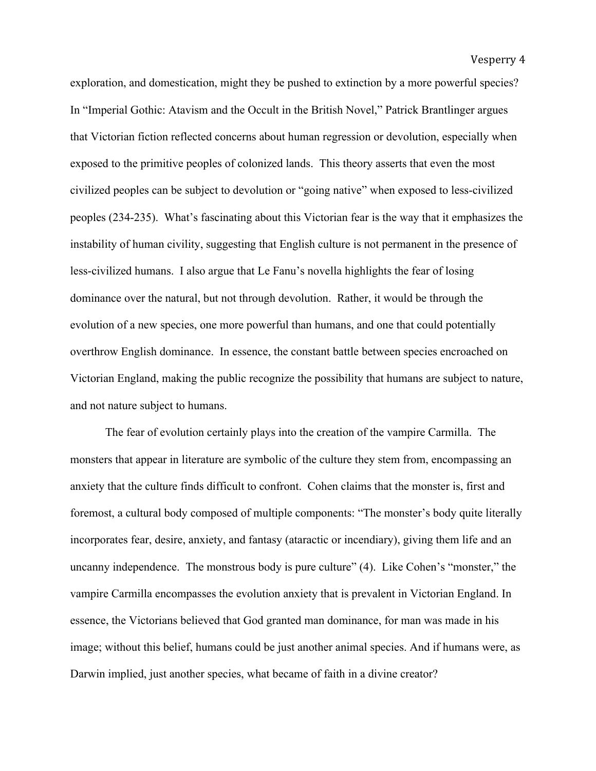exploration, and domestication, might they be pushed to extinction by a more powerful species? In "Imperial Gothic: Atavism and the Occult in the British Novel," Patrick Brantlinger argues that Victorian fiction reflected concerns about human regression or devolution, especially when exposed to the primitive peoples of colonized lands. This theory asserts that even the most civilized peoples can be subject to devolution or "going native" when exposed to less-civilized peoples (234-235). What's fascinating about this Victorian fear is the way that it emphasizes the instability of human civility, suggesting that English culture is not permanent in the presence of less-civilized humans. I also argue that Le Fanu's novella highlights the fear of losing dominance over the natural, but not through devolution. Rather, it would be through the evolution of a new species, one more powerful than humans, and one that could potentially overthrow English dominance. In essence, the constant battle between species encroached on Victorian England, making the public recognize the possibility that humans are subject to nature, and not nature subject to humans.

The fear of evolution certainly plays into the creation of the vampire Carmilla. The monsters that appear in literature are symbolic of the culture they stem from, encompassing an anxiety that the culture finds difficult to confront. Cohen claims that the monster is, first and foremost, a cultural body composed of multiple components: "The monster's body quite literally incorporates fear, desire, anxiety, and fantasy (ataractic or incendiary), giving them life and an uncanny independence. The monstrous body is pure culture" (4). Like Cohen's "monster," the vampire Carmilla encompasses the evolution anxiety that is prevalent in Victorian England. In essence, the Victorians believed that God granted man dominance, for man was made in his image; without this belief, humans could be just another animal species. And if humans were, as Darwin implied, just another species, what became of faith in a divine creator?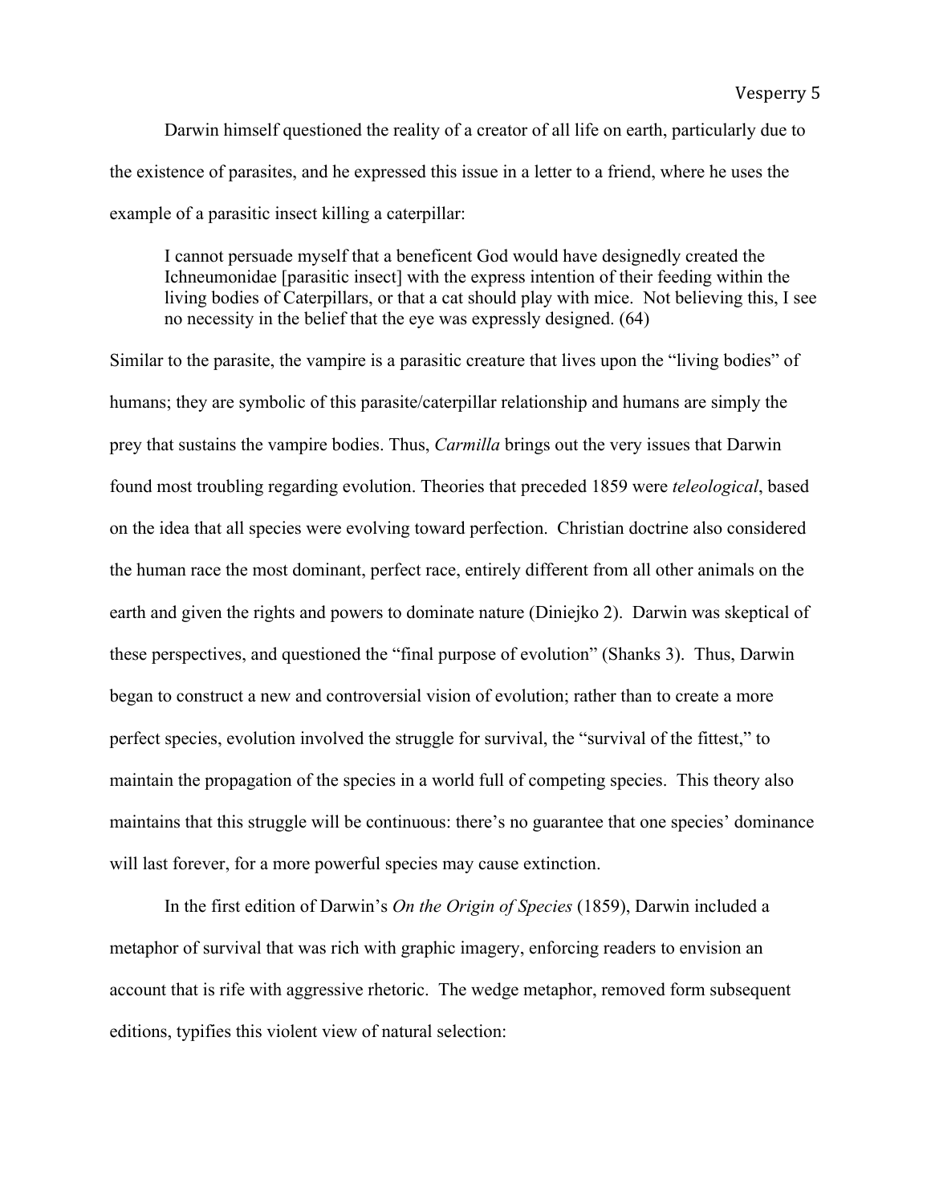Darwin himself questioned the reality of a creator of all life on earth, particularly due to the existence of parasites, and he expressed this issue in a letter to a friend, where he uses the example of a parasitic insect killing a caterpillar:

> I cannot persuade myself that a beneficent God would have designedly created the Ichneumonidae [parasitic insect] with the express intention of their feeding within the living bodies of Caterpillars, or that a cat should play with mice. Not believing this, I see no necessity in the belief that the eye was expressly designed. (64)

Similar to the parasite, the vampire is a parasitic creature that lives upon the "living bodies" of humans; they are symbolic of this parasite/caterpillar relationship and humans are simply the prey that sustains the vampire bodies. Thus, *Carmilla* brings out the very issues that Darwin found most troubling regarding evolution. Theories that preceded 1859 were *teleological*, based on the idea that all species were evolving toward perfection. Christian doctrine also considered the human race the most dominant, perfect race, entirely different from all other animals on the earth and given the rights and powers to dominate nature (Diniejko 2). Darwin was skeptical of these perspectives, and questioned the "final purpose of evolution" (Shanks 3). Thus, Darwin began to construct a new and controversial vision of evolution; rather than to create a more perfect species, evolution involved the struggle for survival, the "survival of the fittest," to maintain the propagation of the species in a world full of competing species. This theory also maintains that this struggle will be continuous: there's no guarantee that one species' dominance will last forever, for a more powerful species may cause extinction.

In the first edition of Darwin's *On the Origin of Species* (1859), Darwin included a metaphor of survival that was rich with graphic imagery, enforcing readers to envision an account that is rife with aggressive rhetoric. The wedge metaphor, removed form subsequent editions, typifies this violent view of natural selection: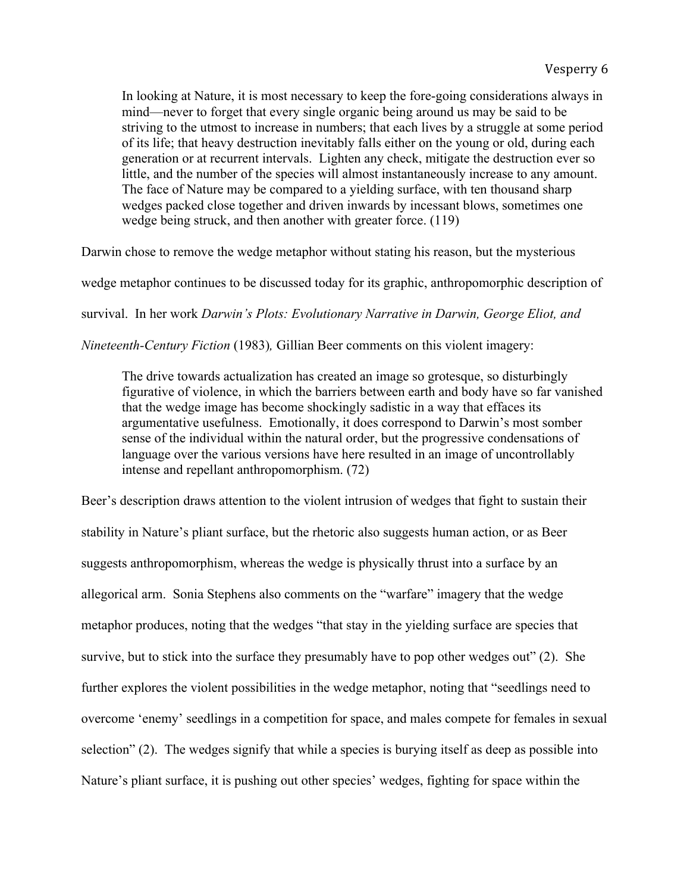> In looking at Nature, it is most necessary to keep the fore-going considerations always in mind—never to forget that every single organic being around us may be said to be striving to the utmost to increase in numbers; that each lives by a struggle at some period of its life; that heavy destruction inevitably falls either on the young or old, during each generation or at recurrent intervals. Lighten any check, mitigate the destruction ever so little, and the number of the species will almost instantaneously increase to any amount. The face of Nature may be compared to a yielding surface, with ten thousand sharp wedges packed close together and driven inwards by incessant blows, sometimes one wedge being struck, and then another with greater force. (119)

Darwin chose to remove the wedge metaphor without stating his reason, but the mysterious wedge metaphor continues to be discussed today for its graphic, anthropomorphic description of survival. In her work *Darwin's Plots: Evolutionary Narrative in Darwin, George Eliot, and Nineteenth-Century Fiction* (1983)*,* Gillian Beer comments on this violent imagery:

> The drive towards actualization has created an image so grotesque, so disturbingly figurative of violence, in which the barriers between earth and body have so far vanished that the wedge image has become shockingly sadistic in a way that effaces its argumentative usefulness. Emotionally, it does correspond to Darwin's most somber sense of the individual within the natural order, but the progressive condensations of language over the various versions have here resulted in an image of uncontrollably intense and repellant anthropomorphism. (72)

Beer's description draws attention to the violent intrusion of wedges that fight to sustain their stability in Nature's pliant surface, but the rhetoric also suggests human action, or as Beer suggests anthropomorphism, whereas the wedge is physically thrust into a surface by an allegorical arm. Sonia Stephens also comments on the "warfare" imagery that the wedge metaphor produces, noting that the wedges "that stay in the yielding surface are species that survive, but to stick into the surface they presumably have to pop other wedges out" (2). She further explores the violent possibilities in the wedge metaphor, noting that "seedlings need to overcome 'enemy' seedlings in a competition for space, and males compete for females in sexual selection" (2). The wedges signify that while a species is burying itself as deep as possible into Nature's pliant surface, it is pushing out other species' wedges, fighting for space within the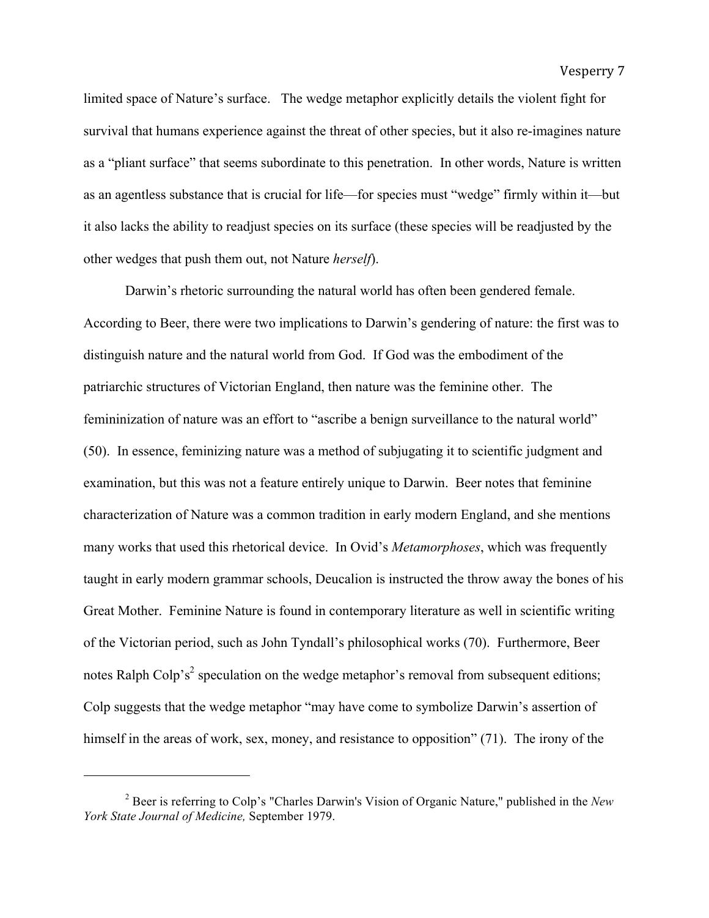limited space of Nature's surface. The wedge metaphor explicitly details the violent fight for survival that humans experience against the threat of other species, but it also re-imagines nature as a "pliant surface" that seems subordinate to this penetration. In other words, Nature is written as an agentless substance that is crucial for life—for species must "wedge" firmly within it—but it also lacks the ability to readjust species on its surface (these species will be readjusted by the other wedges that push them out, not Nature *herself*).

Darwin's rhetoric surrounding the natural world has often been gendered female. According to Beer, there were two implications to Darwin's gendering of nature: the first was to distinguish nature and the natural world from God. If God was the embodiment of the patriarchic structures of Victorian England, then nature was the feminine other. The femininization of nature was an effort to "ascribe a benign surveillance to the natural world" (50). In essence, feminizing nature was a method of subjugating it to scientific judgment and examination, but this was not a feature entirely unique to Darwin. Beer notes that feminine characterization of Nature was a common tradition in early modern England, and she mentions many works that used this rhetorical device. In Ovid's *Metamorphoses*, which was frequently taught in early modern grammar schools, Deucalion is instructed the throw away the bones of his Great Mother. Feminine Nature is found in contemporary literature as well in scientific writing of the Victorian period, such as John Tyndall's philosophical works (70). Furthermore, Beer notes Ralph Colp's[2] speculation on the wedge metaphor's removal from subsequent editions; Colp suggests that the wedge metaphor "may have come to symbolize Darwin's assertion of himself in the areas of work, sex, money, and resistance to opposition" (71). The irony of the

---

[2] Beer is referring to Colp's "Charles Darwin's Vision of Organic Nature," published in the *New York State Journal of Medicine,* September 1979.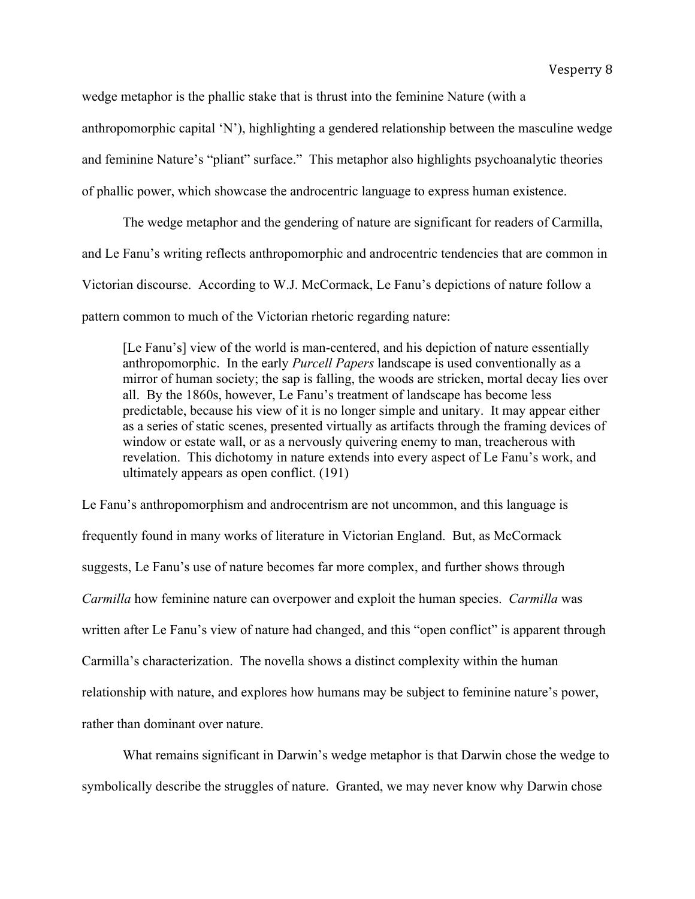wedge metaphor is the phallic stake that is thrust into the feminine Nature (with a anthropomorphic capital 'N'), highlighting a gendered relationship between the masculine wedge and feminine Nature's "pliant" surface." This metaphor also highlights psychoanalytic theories of phallic power, which showcase the androcentric language to express human existence.

The wedge metaphor and the gendering of nature are significant for readers of Carmilla, and Le Fanu's writing reflects anthropomorphic and androcentric tendencies that are common in Victorian discourse. According to W.J. McCormack, Le Fanu's depictions of nature follow a pattern common to much of the Victorian rhetoric regarding nature:

> [Le Fanu's] view of the world is man-centered, and his depiction of nature essentially anthropomorphic. In the early *Purcell Papers* landscape is used conventionally as a mirror of human society; the sap is falling, the woods are stricken, mortal decay lies over all. By the 1860s, however, Le Fanu's treatment of landscape has become less predictable, because his view of it is no longer simple and unitary. It may appear either as a series of static scenes, presented virtually as artifacts through the framing devices of window or estate wall, or as a nervously quivering enemy to man, treacherous with revelation. This dichotomy in nature extends into every aspect of Le Fanu's work, and ultimately appears as open conflict. (191)

Le Fanu's anthropomorphism and androcentrism are not uncommon, and this language is frequently found in many works of literature in Victorian England. But, as McCormack suggests, Le Fanu's use of nature becomes far more complex, and further shows through *Carmilla* how feminine nature can overpower and exploit the human species. *Carmilla* was written after Le Fanu's view of nature had changed, and this "open conflict" is apparent through Carmilla's characterization. The novella shows a distinct complexity within the human relationship with nature, and explores how humans may be subject to feminine nature's power, rather than dominant over nature.

What remains significant in Darwin's wedge metaphor is that Darwin chose the wedge to symbolically describe the struggles of nature. Granted, we may never know why Darwin chose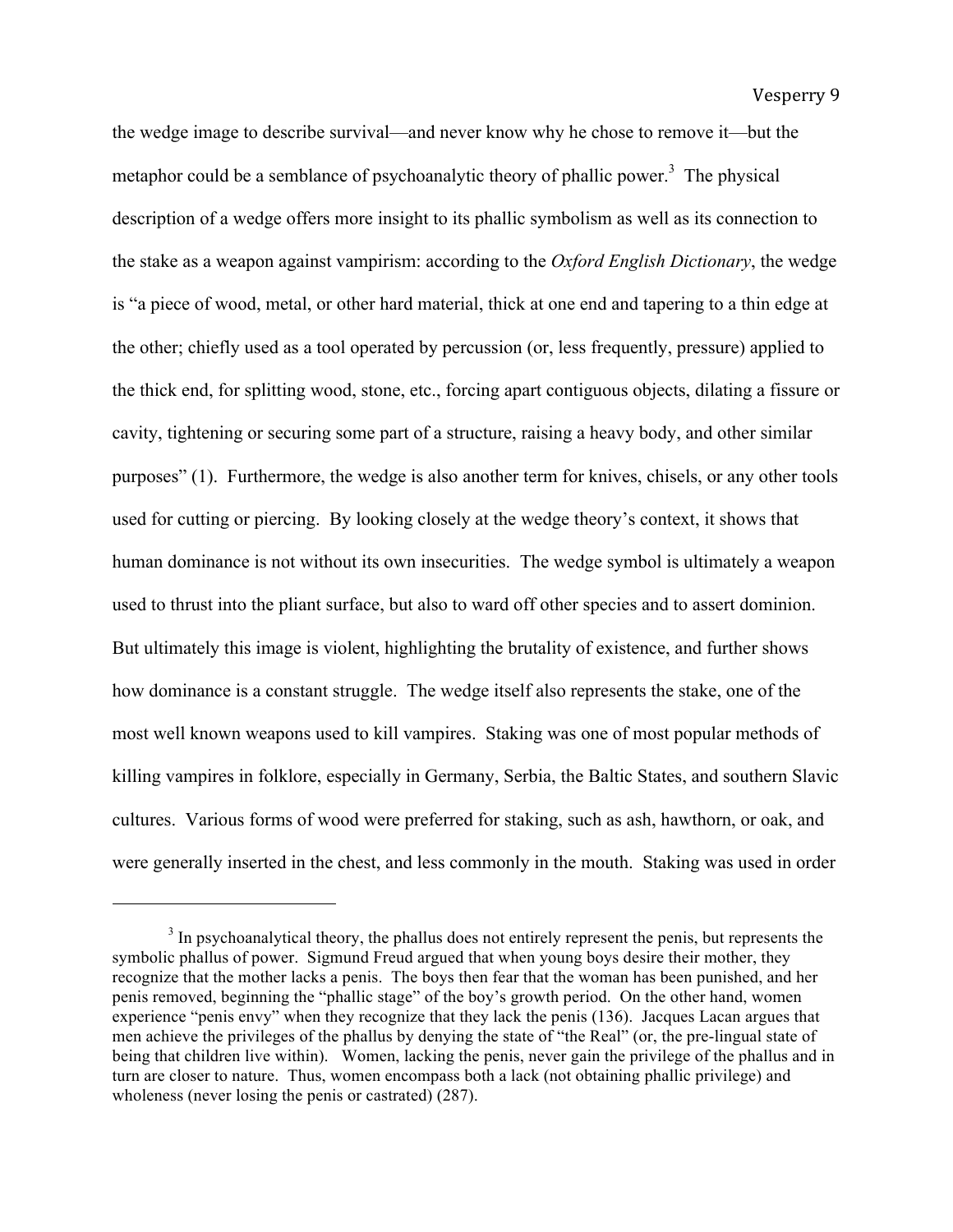the wedge image to describe survival—and never know why he chose to remove it—but the metaphor could be a semblance of psychoanalytic theory of phallic power.[3] The physical description of a wedge offers more insight to its phallic symbolism as well as its connection to the stake as a weapon against vampirism: according to the *Oxford English Dictionary*, the wedge is "a piece of wood, metal, or other hard material, thick at one end and tapering to a thin edge at the other; chiefly used as a tool operated by percussion (or, less frequently, pressure) applied to the thick end, for splitting wood, stone, etc., forcing apart contiguous objects, dilating a fissure or cavity, tightening or securing some part of a structure, raising a heavy body, and other similar purposes" (1). Furthermore, the wedge is also another term for knives, chisels, or any other tools used for cutting or piercing. By looking closely at the wedge theory's context, it shows that human dominance is not without its own insecurities. The wedge symbol is ultimately a weapon used to thrust into the pliant surface, but also to ward off other species and to assert dominion. But ultimately this image is violent, highlighting the brutality of existence, and further shows how dominance is a constant struggle. The wedge itself also represents the stake, one of the most well known weapons used to kill vampires. Staking was one of most popular methods of killing vampires in folklore, especially in Germany, Serbia, the Baltic States, and southern Slavic cultures. Various forms of wood were preferred for staking, such as ash, hawthorn, or oak, and were generally inserted in the chest, and less commonly in the mouth. Staking was used in order

---

[3] In psychoanalytical theory, the phallus does not entirely represent the penis, but represents the symbolic phallus of power. Sigmund Freud argued that when young boys desire their mother, they recognize that the mother lacks a penis. The boys then fear that the woman has been punished, and her penis removed, beginning the "phallic stage" of the boy's growth period. On the other hand, women experience "penis envy" when they recognize that they lack the penis (136). Jacques Lacan argues that men achieve the privileges of the phallus by denying the state of "the Real" (or, the pre-lingual state of being that children live within). Women, lacking the penis, never gain the privilege of the phallus and in turn are closer to nature. Thus, women encompass both a lack (not obtaining phallic privilege) and wholeness (never losing the penis or castrated) (287).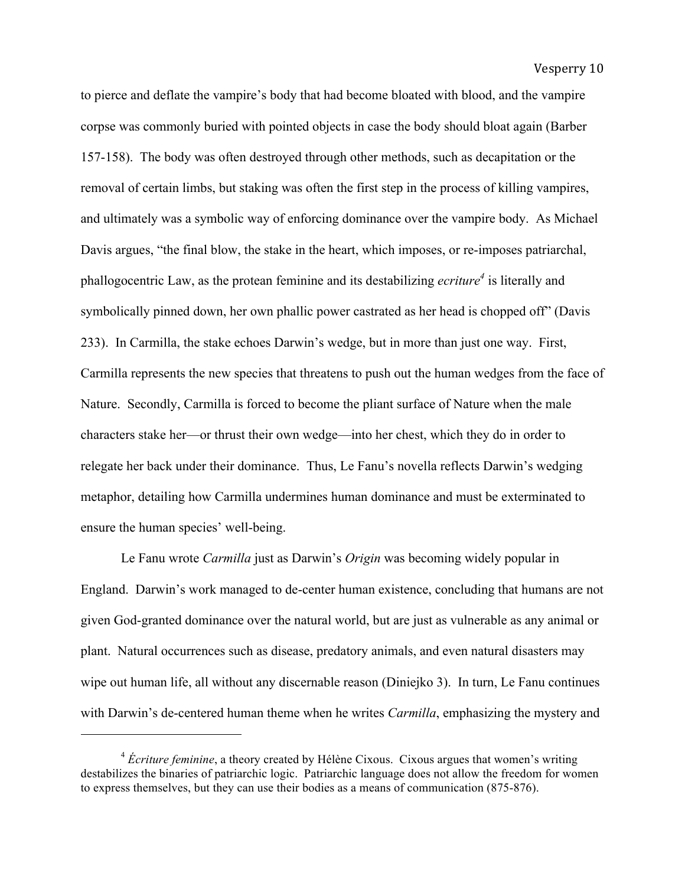to pierce and deflate the vampire's body that had become bloated with blood, and the vampire corpse was commonly buried with pointed objects in case the body should bloat again (Barber 157-158). The body was often destroyed through other methods, such as decapitation or the removal of certain limbs, but staking was often the first step in the process of killing vampires, and ultimately was a symbolic way of enforcing dominance over the vampire body. As Michael Davis argues, "the final blow, the stake in the heart, which imposes, or re-imposes patriarchal, phallogocentric Law, as the protean feminine and its destabilizing *ecriture*[4] is literally and symbolically pinned down, her own phallic power castrated as her head is chopped off" (Davis 233). In Carmilla, the stake echoes Darwin's wedge, but in more than just one way. First, Carmilla represents the new species that threatens to push out the human wedges from the face of Nature. Secondly, Carmilla is forced to become the pliant surface of Nature when the male characters stake her—or thrust their own wedge—into her chest, which they do in order to relegate her back under their dominance. Thus, Le Fanu's novella reflects Darwin's wedging metaphor, detailing how Carmilla undermines human dominance and must be exterminated to ensure the human species' well-being.

Le Fanu wrote *Carmilla* just as Darwin's *Origin* was becoming widely popular in England. Darwin's work managed to de-center human existence, concluding that humans are not given God-granted dominance over the natural world, but are just as vulnerable as any animal or plant. Natural occurrences such as disease, predatory animals, and even natural disasters may wipe out human life, all without any discernable reason (Diniejko 3). In turn, Le Fanu continues with Darwin's de-centered human theme when he writes *Carmilla*, emphasizing the mystery and

[4] *Écriture feminine*, a theory created by Hélène Cixous. Cixous argues that women's writing destabilizes the binaries of patriarchic logic. Patriarchic language does not allow the freedom for women to express themselves, but they can use their bodies as a means of communication (875-876).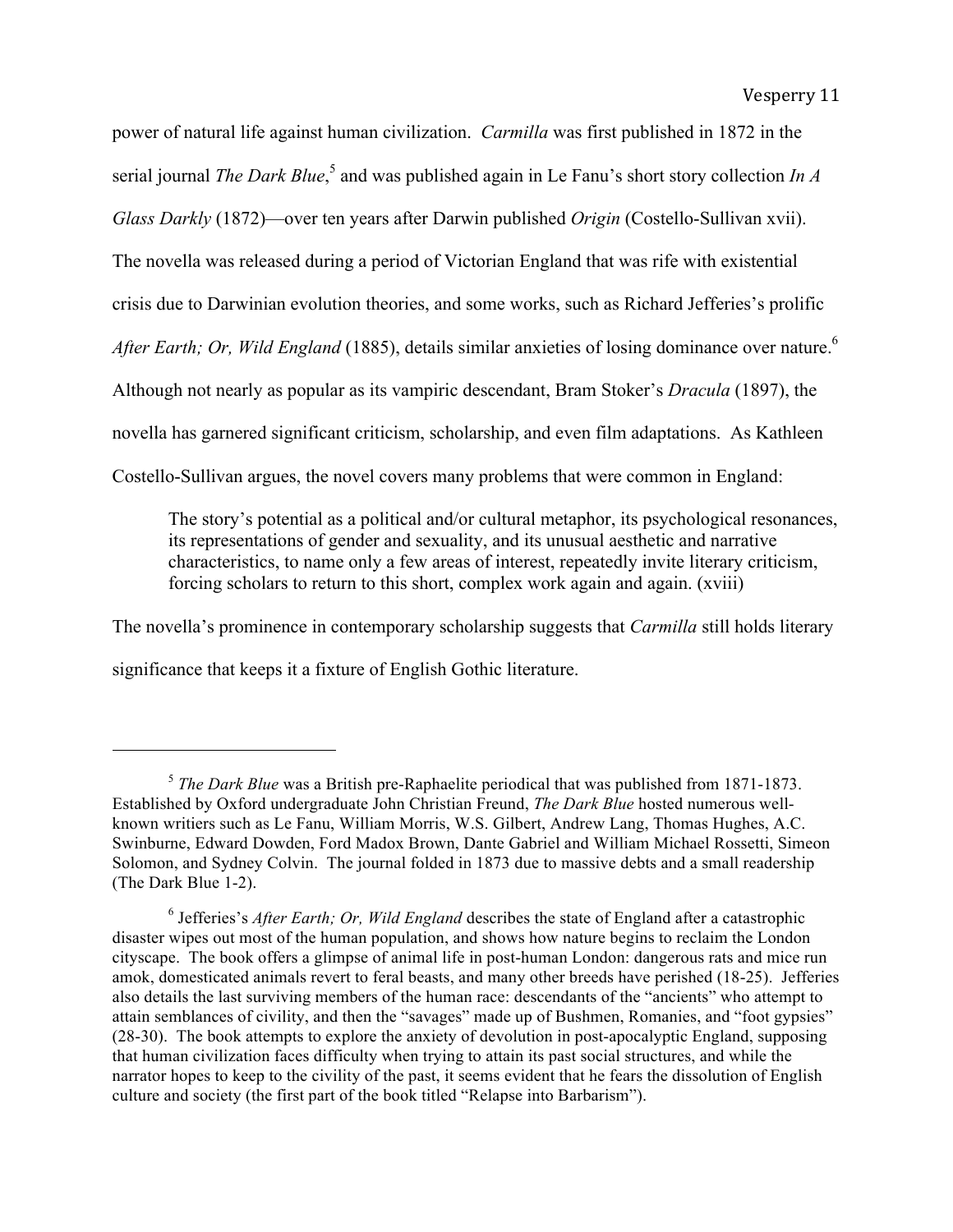power of natural life against human civilization. *Carmilla* was first published in 1872 in the serial journal *The Dark Blue*,[5] and was published again in Le Fanu's short story collection *In A Glass Darkly* (1872)—over ten years after Darwin published *Origin* (Costello-Sullivan xvii). The novella was released during a period of Victorian England that was rife with existential crisis due to Darwinian evolution theories, and some works, such as Richard Jefferies's prolific *After Earth; Or, Wild England* (1885), details similar anxieties of losing dominance over nature.[6] Although not nearly as popular as its vampiric descendant, Bram Stoker's *Dracula* (1897), the novella has garnered significant criticism, scholarship, and even film adaptations. As Kathleen Costello-Sullivan argues, the novel covers many problems that were common in England:

> The story's potential as a political and/or cultural metaphor, its psychological resonances, its representations of gender and sexuality, and its unusual aesthetic and narrative characteristics, to name only a few areas of interest, repeatedly invite literary criticism, forcing scholars to return to this short, complex work again and again. (xviii)

The novella's prominence in contemporary scholarship suggests that *Carmilla* still holds literary significance that keeps it a fixture of English Gothic literature.

---

[5] *The Dark Blue* was a British pre-Raphaelite periodical that was published from 1871-1873. Established by Oxford undergraduate John Christian Freund, *The Dark Blue* hosted numerous well-known writiers such as Le Fanu, William Morris, W.S. Gilbert, Andrew Lang, Thomas Hughes, A.C. Swinburne, Edward Dowden, Ford Madox Brown, Dante Gabriel and William Michael Rossetti, Simeon Solomon, and Sydney Colvin. The journal folded in 1873 due to massive debts and a small readership (The Dark Blue 1-2).

[6] Jefferies's *After Earth; Or, Wild England* describes the state of England after a catastrophic disaster wipes out most of the human population, and shows how nature begins to reclaim the London cityscape. The book offers a glimpse of animal life in post-human London: dangerous rats and mice run amok, domesticated animals revert to feral beasts, and many other breeds have perished (18-25). Jefferies also details the last surviving members of the human race: descendants of the "ancients" who attempt to attain semblances of civility, and then the "savages" made up of Bushmen, Romanies, and "foot gypsies" (28-30). The book attempts to explore the anxiety of devolution in post-apocalyptic England, supposing that human civilization faces difficulty when trying to attain its past social structures, and while the narrator hopes to keep to the civility of the past, it seems evident that he fears the dissolution of English culture and society (the first part of the book titled "Relapse into Barbarism").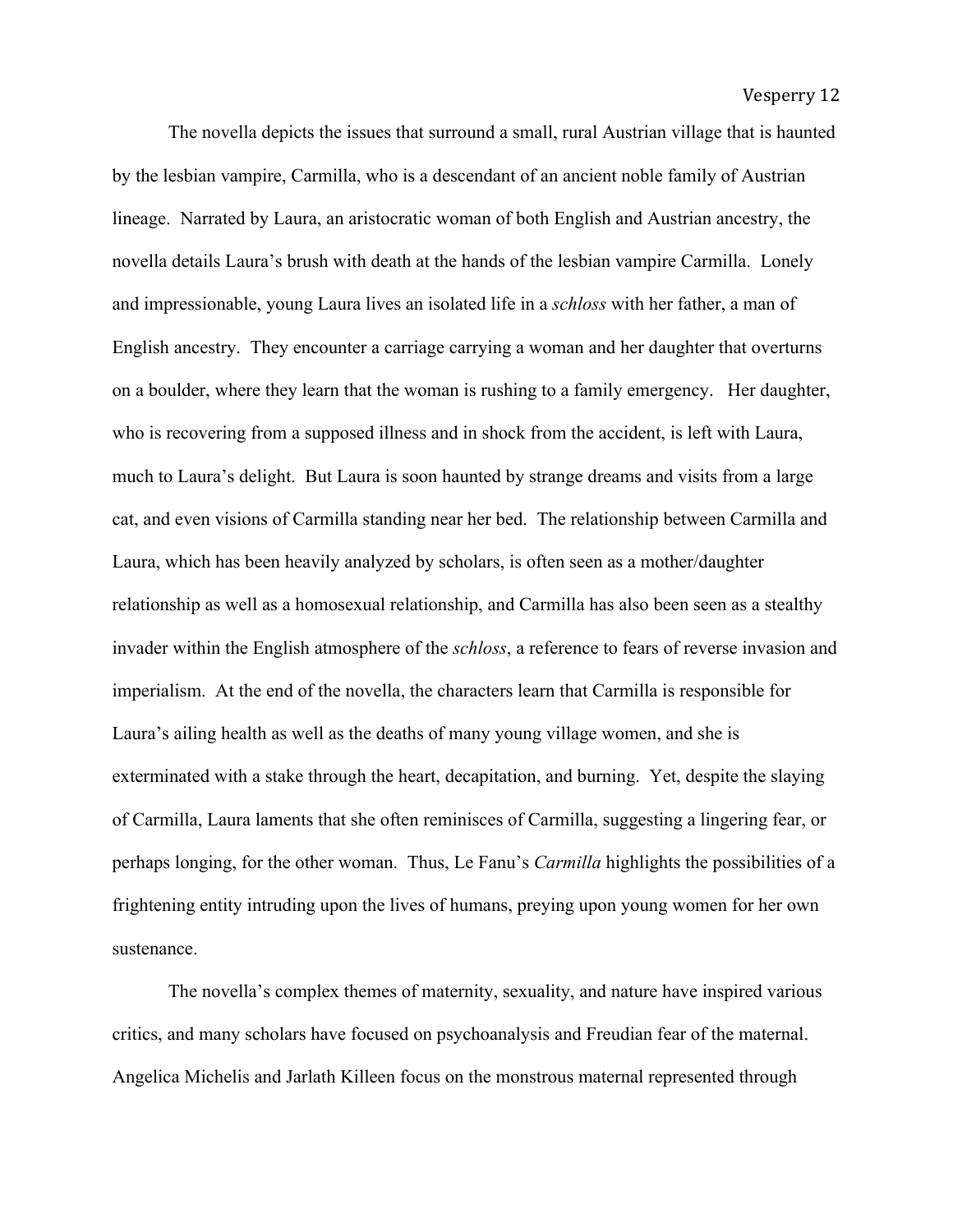The novella depicts the issues that surround a small, rural Austrian village that is haunted by the lesbian vampire, Carmilla, who is a descendant of an ancient noble family of Austrian lineage. Narrated by Laura, an aristocratic woman of both English and Austrian ancestry, the novella details Laura's brush with death at the hands of the lesbian vampire Carmilla. Lonely and impressionable, young Laura lives an isolated life in a *schloss* with her father, a man of English ancestry. They encounter a carriage carrying a woman and her daughter that overturns on a boulder, where they learn that the woman is rushing to a family emergency. Her daughter, who is recovering from a supposed illness and in shock from the accident, is left with Laura, much to Laura's delight. But Laura is soon haunted by strange dreams and visits from a large cat, and even visions of Carmilla standing near her bed. The relationship between Carmilla and Laura, which has been heavily analyzed by scholars, is often seen as a mother/daughter relationship as well as a homosexual relationship, and Carmilla has also been seen as a stealthy invader within the English atmosphere of the *schloss*, a reference to fears of reverse invasion and imperialism. At the end of the novella, the characters learn that Carmilla is responsible for Laura's ailing health as well as the deaths of many young village women, and she is exterminated with a stake through the heart, decapitation, and burning. Yet, despite the slaying of Carmilla, Laura laments that she often reminisces of Carmilla, suggesting a lingering fear, or perhaps longing, for the other woman. Thus, Le Fanu's *Carmilla* highlights the possibilities of a frightening entity intruding upon the lives of humans, preying upon young women for her own sustenance.

The novella's complex themes of maternity, sexuality, and nature have inspired various critics, and many scholars have focused on psychoanalysis and Freudian fear of the maternal. Angelica Michelis and Jarlath Killeen focus on the monstrous maternal represented through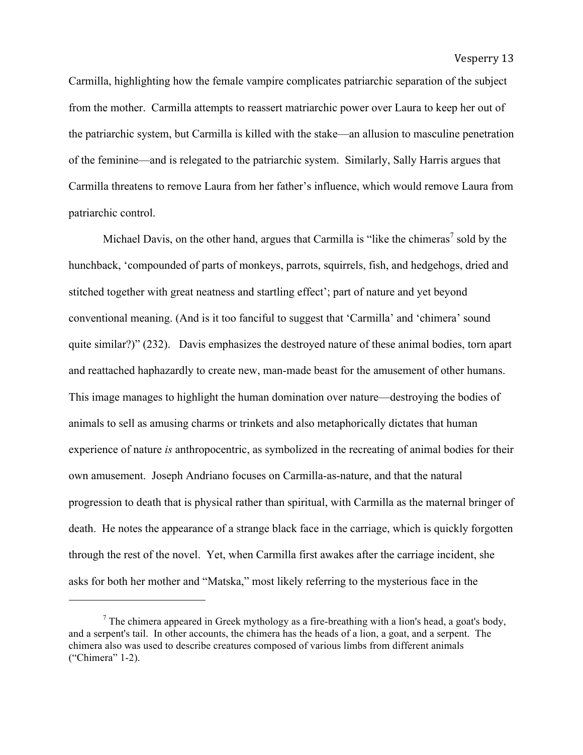Carmilla, highlighting how the female vampire complicates patriarchic separation of the subject from the mother. Carmilla attempts to reassert matriarchic power over Laura to keep her out of the patriarchic system, but Carmilla is killed with the stake—an allusion to masculine penetration of the feminine—and is relegated to the patriarchic system. Similarly, Sally Harris argues that Carmilla threatens to remove Laura from her father's influence, which would remove Laura from patriarchic control.

Michael Davis, on the other hand, argues that Carmilla is "like the chimeras[7] sold by the hunchback, 'compounded of parts of monkeys, parrots, squirrels, fish, and hedgehogs, dried and stitched together with great neatness and startling effect'; part of nature and yet beyond conventional meaning. (And is it too fanciful to suggest that 'Carmilla' and 'chimera' sound quite similar?)" (232). Davis emphasizes the destroyed nature of these animal bodies, torn apart and reattached haphazardly to create new, man-made beast for the amusement of other humans. This image manages to highlight the human domination over nature—destroying the bodies of animals to sell as amusing charms or trinkets and also metaphorically dictates that human experience of nature *is* anthropocentric, as symbolized in the recreating of animal bodies for their own amusement. Joseph Andriano focuses on Carmilla-as-nature, and that the natural progression to death that is physical rather than spiritual, with Carmilla as the maternal bringer of death. He notes the appearance of a strange black face in the carriage, which is quickly forgotten through the rest of the novel. Yet, when Carmilla first awakes after the carriage incident, she asks for both her mother and "Matska," most likely referring to the mysterious face in the

---

[7] The chimera appeared in Greek mythology as a fire-breathing with a lion's head, a goat's body, and a serpent's tail. In other accounts, the chimera has the heads of a lion, a goat, and a serpent. The chimera also was used to describe creatures composed of various limbs from different animals ("Chimera" 1-2).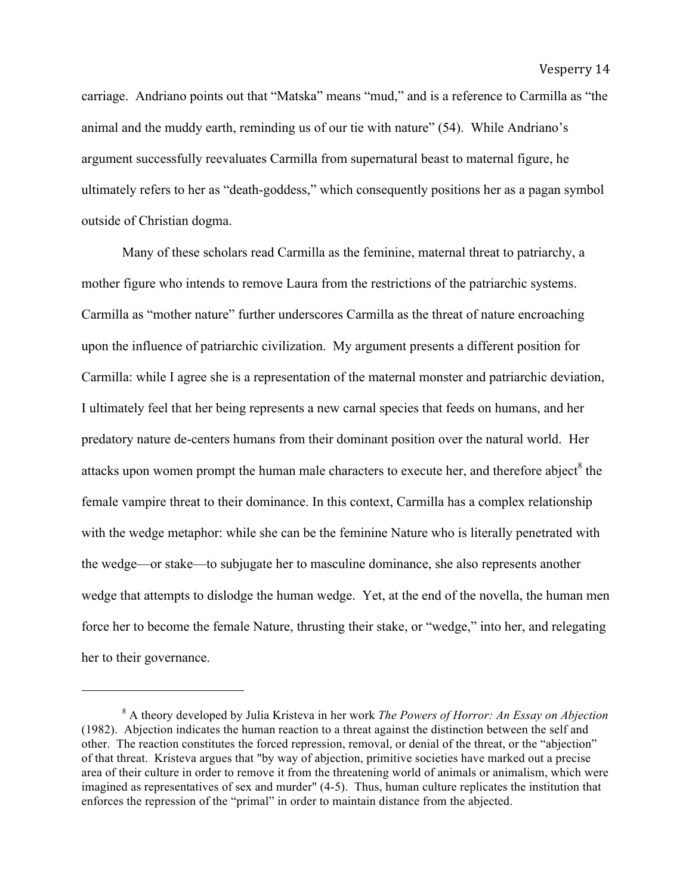carriage. Andriano points out that "Matska" means "mud," and is a reference to Carmilla as "the animal and the muddy earth, reminding us of our tie with nature" (54). While Andriano's argument successfully reevaluates Carmilla from supernatural beast to maternal figure, he ultimately refers to her as "death-goddess," which consequently positions her as a pagan symbol outside of Christian dogma.

Many of these scholars read Carmilla as the feminine, maternal threat to patriarchy, a mother figure who intends to remove Laura from the restrictions of the patriarchic systems. Carmilla as "mother nature" further underscores Carmilla as the threat of nature encroaching upon the influence of patriarchic civilization. My argument presents a different position for Carmilla: while I agree she is a representation of the maternal monster and patriarchic deviation, I ultimately feel that her being represents a new carnal species that feeds on humans, and her predatory nature de-centers humans from their dominant position over the natural world. Her attacks upon women prompt the human male characters to execute her, and therefore abject[8] the female vampire threat to their dominance. In this context, Carmilla has a complex relationship with the wedge metaphor: while she can be the feminine Nature who is literally penetrated with the wedge—or stake—to subjugate her to masculine dominance, she also represents another wedge that attempts to dislodge the human wedge. Yet, at the end of the novella, the human men force her to become the female Nature, thrusting their stake, or "wedge," into her, and relegating her to their governance.

---

[8] A theory developed by Julia Kristeva in her work *The Powers of Horror: An Essay on Abjection* (1982). Abjection indicates the human reaction to a threat against the distinction between the self and other. The reaction constitutes the forced repression, removal, or denial of the threat, or the "abjection" of that threat. Kristeva argues that "by way of abjection, primitive societies have marked out a precise area of their culture in order to remove it from the threatening world of animals or animalism, which were imagined as representatives of sex and murder" (4-5). Thus, human culture replicates the institution that enforces the repression of the "primal" in order to maintain distance from the abjected.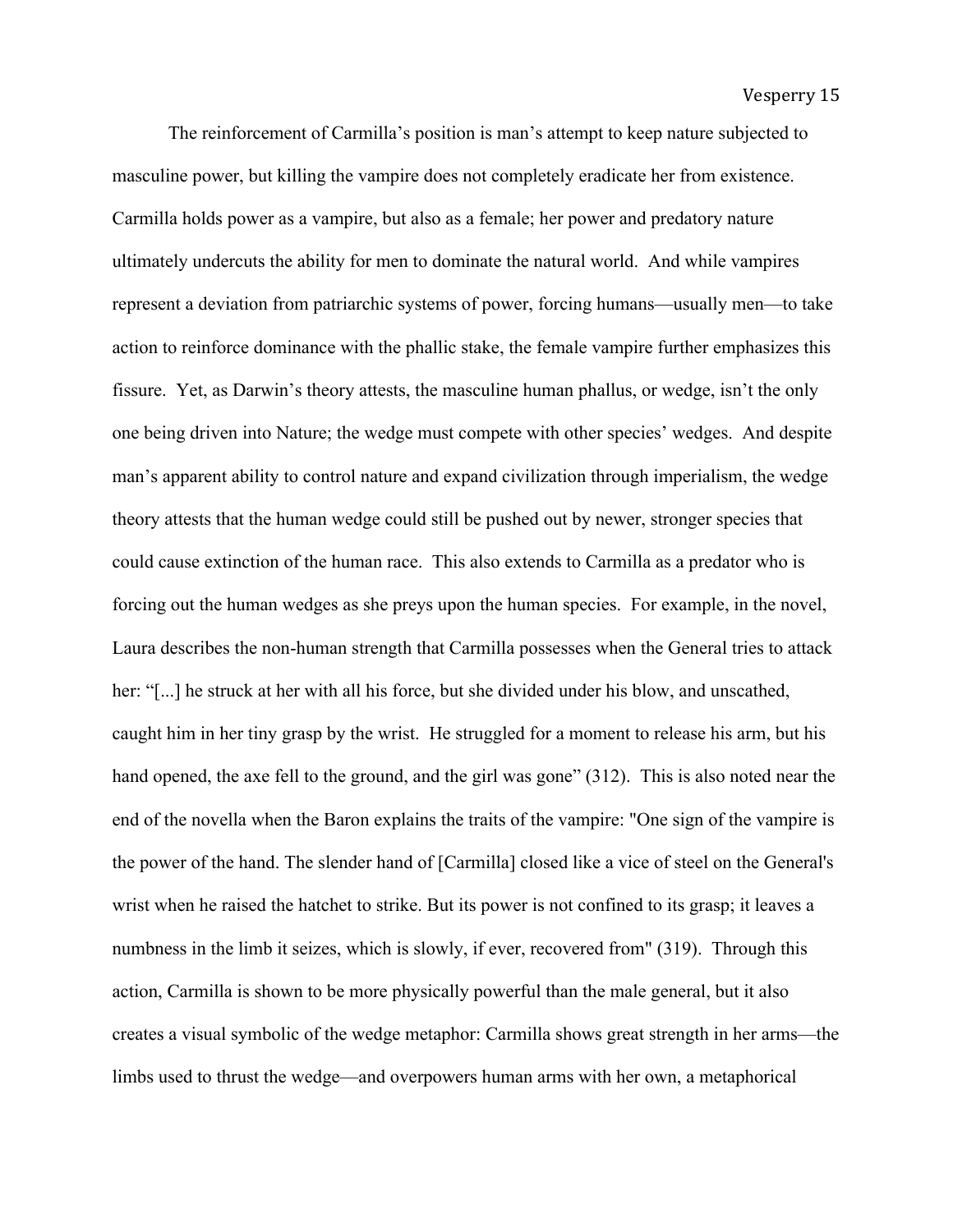The reinforcement of Carmilla's position is man's attempt to keep nature subjected to masculine power, but killing the vampire does not completely eradicate her from existence. Carmilla holds power as a vampire, but also as a female; her power and predatory nature ultimately undercuts the ability for men to dominate the natural world. And while vampires represent a deviation from patriarchic systems of power, forcing humans—usually men—to take action to reinforce dominance with the phallic stake, the female vampire further emphasizes this fissure. Yet, as Darwin's theory attests, the masculine human phallus, or wedge, isn't the only one being driven into Nature; the wedge must compete with other species' wedges. And despite man's apparent ability to control nature and expand civilization through imperialism, the wedge theory attests that the human wedge could still be pushed out by newer, stronger species that could cause extinction of the human race. This also extends to Carmilla as a predator who is forcing out the human wedges as she preys upon the human species. For example, in the novel, Laura describes the non-human strength that Carmilla possesses when the General tries to attack her: "[...] he struck at her with all his force, but she divided under his blow, and unscathed, caught him in her tiny grasp by the wrist. He struggled for a moment to release his arm, but his hand opened, the axe fell to the ground, and the girl was gone" (312). This is also noted near the end of the novella when the Baron explains the traits of the vampire: "One sign of the vampire is the power of the hand. The slender hand of [Carmilla] closed like a vice of steel on the General's wrist when he raised the hatchet to strike. But its power is not confined to its grasp; it leaves a numbness in the limb it seizes, which is slowly, if ever, recovered from" (319). Through this action, Carmilla is shown to be more physically powerful than the male general, but it also creates a visual symbolic of the wedge metaphor: Carmilla shows great strength in her arms—the limbs used to thrust the wedge—and overpowers human arms with her own, a metaphorical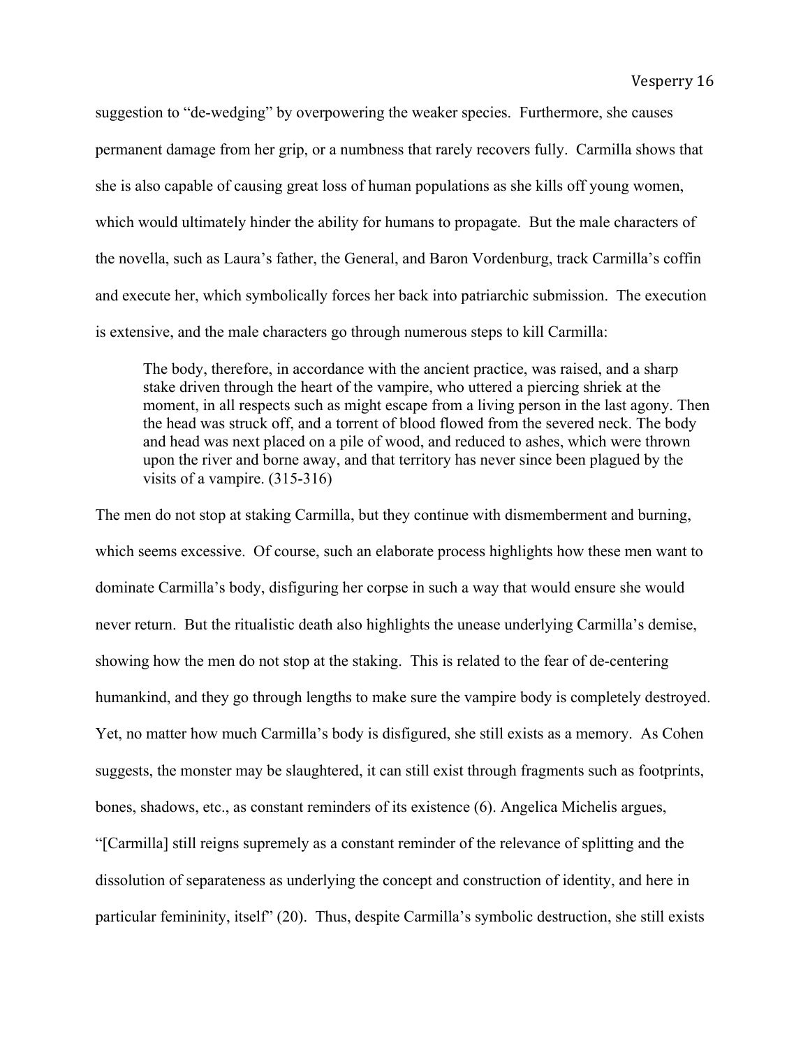suggestion to "de-wedging" by overpowering the weaker species. Furthermore, she causes permanent damage from her grip, or a numbness that rarely recovers fully. Carmilla shows that she is also capable of causing great loss of human populations as she kills off young women, which would ultimately hinder the ability for humans to propagate. But the male characters of the novella, such as Laura's father, the General, and Baron Vordenburg, track Carmilla's coffin and execute her, which symbolically forces her back into patriarchic submission. The execution is extensive, and the male characters go through numerous steps to kill Carmilla:

> The body, therefore, in accordance with the ancient practice, was raised, and a sharp stake driven through the heart of the vampire, who uttered a piercing shriek at the moment, in all respects such as might escape from a living person in the last agony. Then the head was struck off, and a torrent of blood flowed from the severed neck. The body and head was next placed on a pile of wood, and reduced to ashes, which were thrown upon the river and borne away, and that territory has never since been plagued by the visits of a vampire. (315-316)

The men do not stop at staking Carmilla, but they continue with dismemberment and burning, which seems excessive. Of course, such an elaborate process highlights how these men want to dominate Carmilla's body, disfiguring her corpse in such a way that would ensure she would never return. But the ritualistic death also highlights the unease underlying Carmilla's demise, showing how the men do not stop at the staking. This is related to the fear of de-centering humankind, and they go through lengths to make sure the vampire body is completely destroyed. Yet, no matter how much Carmilla's body is disfigured, she still exists as a memory. As Cohen suggests, the monster may be slaughtered, it can still exist through fragments such as footprints, bones, shadows, etc., as constant reminders of its existence (6). Angelica Michelis argues, "[Carmilla] still reigns supremely as a constant reminder of the relevance of splitting and the dissolution of separateness as underlying the concept and construction of identity, and here in particular femininity, itself" (20). Thus, despite Carmilla's symbolic destruction, she still exists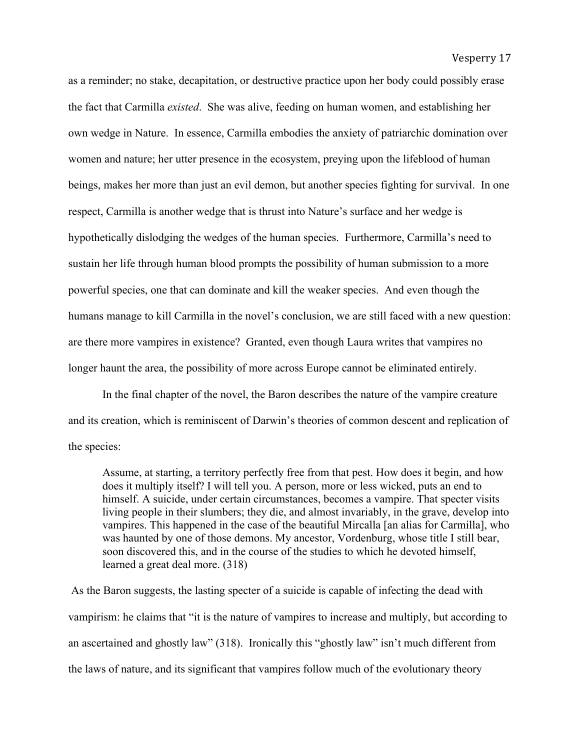as a reminder; no stake, decapitation, or destructive practice upon her body could possibly erase the fact that Carmilla *existed*. She was alive, feeding on human women, and establishing her own wedge in Nature. In essence, Carmilla embodies the anxiety of patriarchic domination over women and nature; her utter presence in the ecosystem, preying upon the lifeblood of human beings, makes her more than just an evil demon, but another species fighting for survival. In one respect, Carmilla is another wedge that is thrust into Nature's surface and her wedge is hypothetically dislodging the wedges of the human species. Furthermore, Carmilla's need to sustain her life through human blood prompts the possibility of human submission to a more powerful species, one that can dominate and kill the weaker species. And even though the humans manage to kill Carmilla in the novel's conclusion, we are still faced with a new question: are there more vampires in existence? Granted, even though Laura writes that vampires no longer haunt the area, the possibility of more across Europe cannot be eliminated entirely.

In the final chapter of the novel, the Baron describes the nature of the vampire creature and its creation, which is reminiscent of Darwin's theories of common descent and replication of the species:

> Assume, at starting, a territory perfectly free from that pest. How does it begin, and how does it multiply itself? I will tell you. A person, more or less wicked, puts an end to himself. A suicide, under certain circumstances, becomes a vampire. That specter visits living people in their slumbers; they die, and almost invariably, in the grave, develop into vampires. This happened in the case of the beautiful Mircalla [an alias for Carmilla], who was haunted by one of those demons. My ancestor, Vordenburg, whose title I still bear, soon discovered this, and in the course of the studies to which he devoted himself, learned a great deal more. (318)

As the Baron suggests, the lasting specter of a suicide is capable of infecting the dead with vampirism: he claims that "it is the nature of vampires to increase and multiply, but according to an ascertained and ghostly law" (318). Ironically this "ghostly law" isn't much different from the laws of nature, and its significant that vampires follow much of the evolutionary theory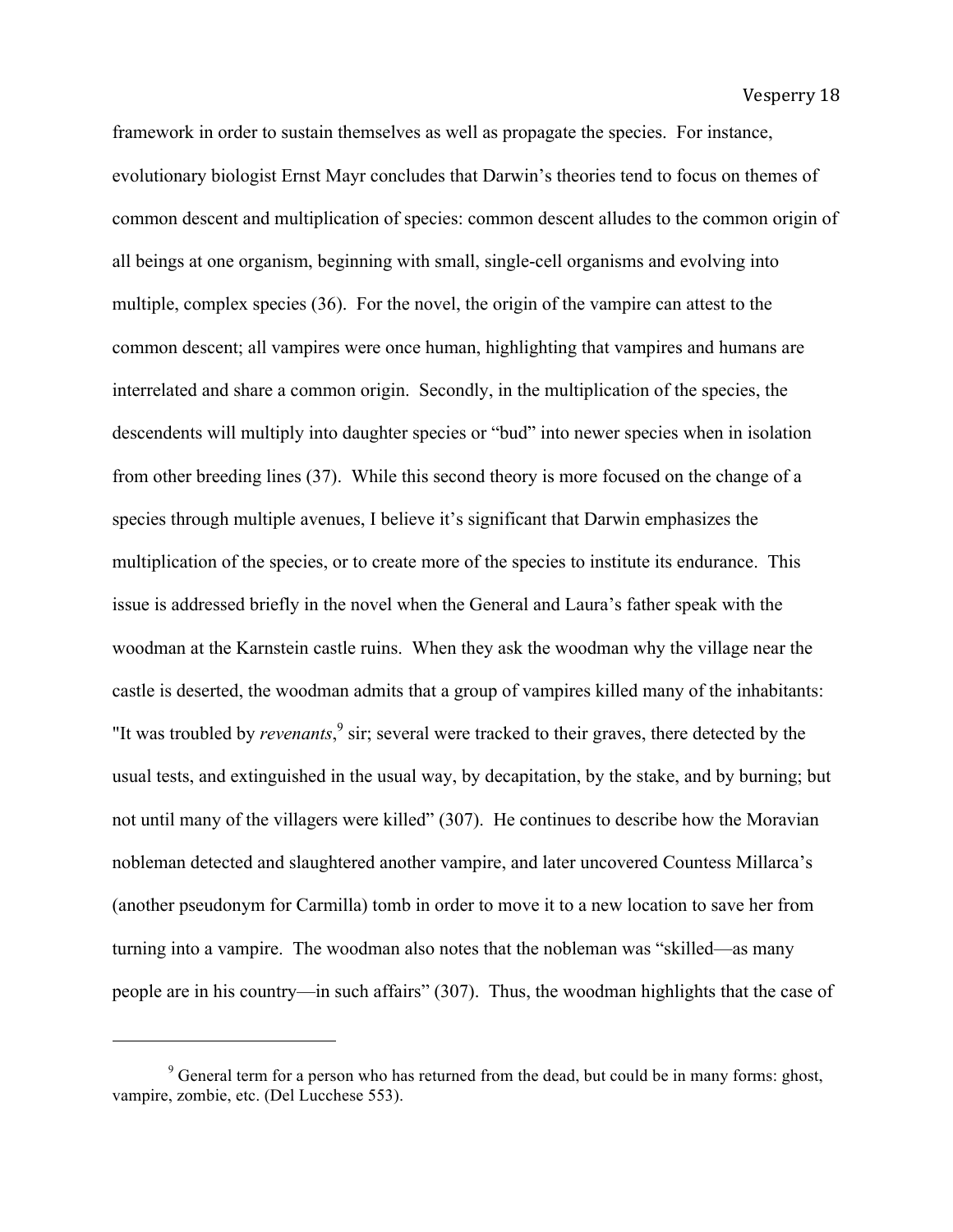framework in order to sustain themselves as well as propagate the species. For instance, evolutionary biologist Ernst Mayr concludes that Darwin's theories tend to focus on themes of common descent and multiplication of species: common descent alludes to the common origin of all beings at one organism, beginning with small, single-cell organisms and evolving into multiple, complex species (36). For the novel, the origin of the vampire can attest to the common descent; all vampires were once human, highlighting that vampires and humans are interrelated and share a common origin. Secondly, in the multiplication of the species, the descendents will multiply into daughter species or "bud" into newer species when in isolation from other breeding lines (37). While this second theory is more focused on the change of a species through multiple avenues, I believe it's significant that Darwin emphasizes the multiplication of the species, or to create more of the species to institute its endurance. This issue is addressed briefly in the novel when the General and Laura's father speak with the woodman at the Karnstein castle ruins. When they ask the woodman why the village near the castle is deserted, the woodman admits that a group of vampires killed many of the inhabitants: "It was troubled by *revenants*,[9] sir; several were tracked to their graves, there detected by the usual tests, and extinguished in the usual way, by decapitation, by the stake, and by burning; but not until many of the villagers were killed" (307). He continues to describe how the Moravian nobleman detected and slaughtered another vampire, and later uncovered Countess Millarca's (another pseudonym for Carmilla) tomb in order to move it to a new location to save her from turning into a vampire. The woodman also notes that the nobleman was "skilled—as many people are in his country—in such affairs" (307). Thus, the woodman highlights that the case of

[9] General term for a person who has returned from the dead, but could be in many forms: ghost, vampire, zombie, etc. (Del Lucchese 553).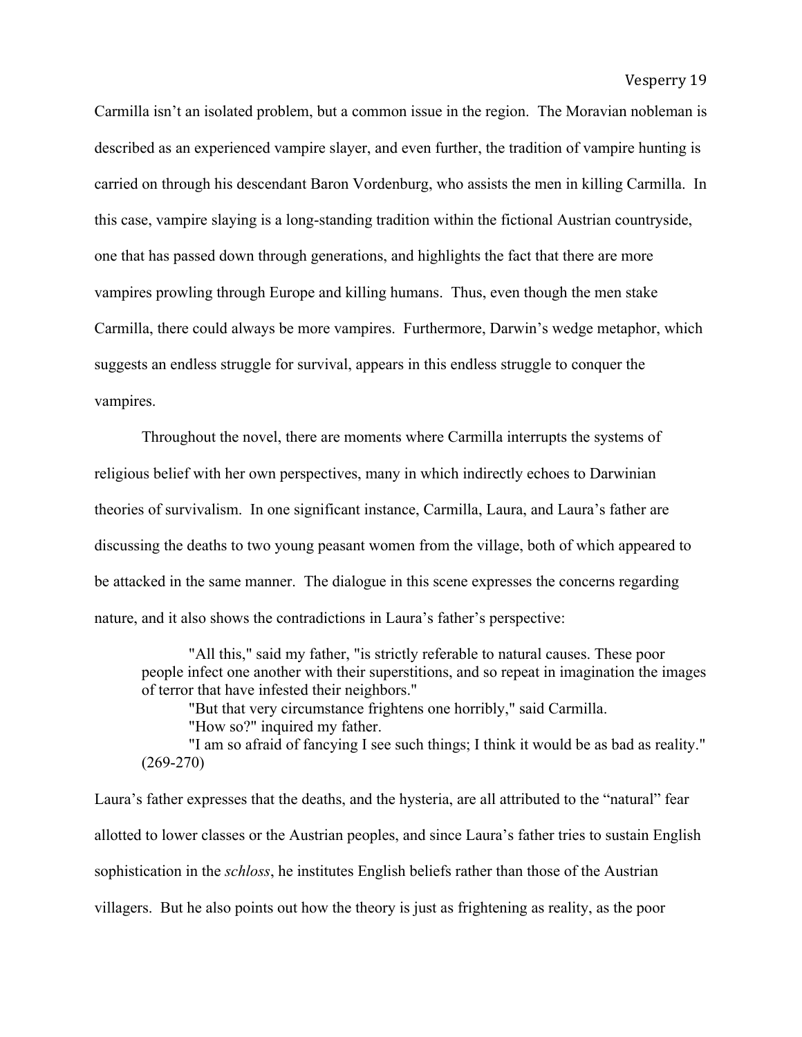Carmilla isn't an isolated problem, but a common issue in the region. The Moravian nobleman is described as an experienced vampire slayer, and even further, the tradition of vampire hunting is carried on through his descendant Baron Vordenburg, who assists the men in killing Carmilla. In this case, vampire slaying is a long-standing tradition within the fictional Austrian countryside, one that has passed down through generations, and highlights the fact that there are more vampires prowling through Europe and killing humans. Thus, even though the men stake Carmilla, there could always be more vampires. Furthermore, Darwin's wedge metaphor, which suggests an endless struggle for survival, appears in this endless struggle to conquer the vampires.

Throughout the novel, there are moments where Carmilla interrupts the systems of religious belief with her own perspectives, many in which indirectly echoes to Darwinian theories of survivalism. In one significant instance, Carmilla, Laura, and Laura's father are discussing the deaths to two young peasant women from the village, both of which appeared to be attacked in the same manner. The dialogue in this scene expresses the concerns regarding nature, and it also shows the contradictions in Laura's father's perspective:

> "All this," said my father, "is strictly referable to natural causes. These poor people infect one another with their superstitions, and so repeat in imagination the images of terror that have infested their neighbors."
>
> "But that very circumstance frightens one horribly," said Carmilla.
>
> "How so?" inquired my father.
>
> "I am so afraid of fancying I see such things; I think it would be as bad as reality." (269-270)

Laura's father expresses that the deaths, and the hysteria, are all attributed to the "natural" fear allotted to lower classes or the Austrian peoples, and since Laura's father tries to sustain English sophistication in the *schloss*, he institutes English beliefs rather than those of the Austrian villagers. But he also points out how the theory is just as frightening as reality, as the poor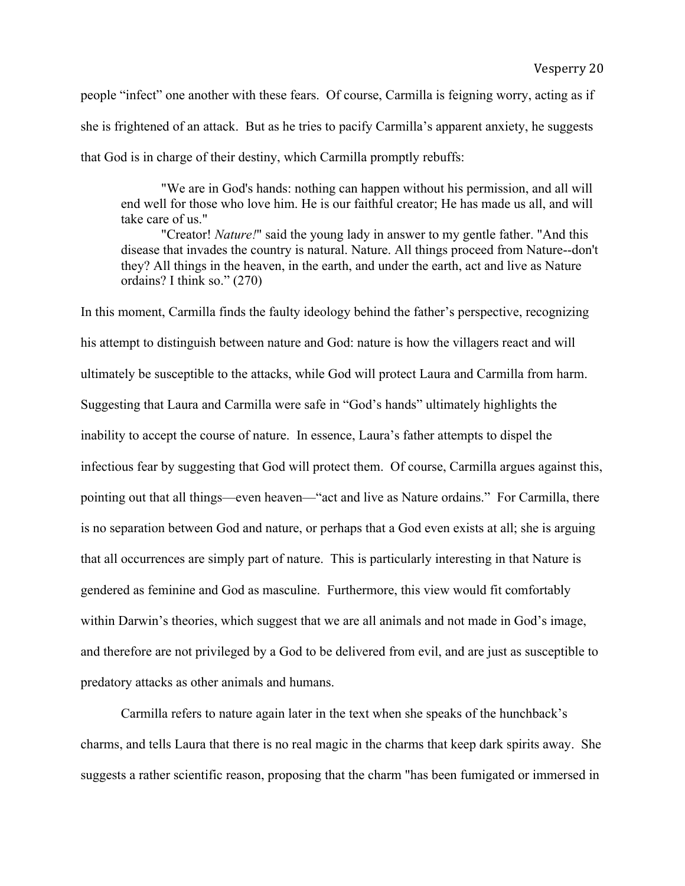people "infect" one another with these fears. Of course, Carmilla is feigning worry, acting as if she is frightened of an attack. But as he tries to pacify Carmilla's apparent anxiety, he suggests that God is in charge of their destiny, which Carmilla promptly rebuffs:

> "We are in God's hands: nothing can happen without his permission, and all will end well for those who love him. He is our faithful creator; He has made us all, and will take care of us."
>
> "Creator! *Nature!*" said the young lady in answer to my gentle father. "And this disease that invades the country is natural. Nature. All things proceed from Nature--don't they? All things in the heaven, in the earth, and under the earth, act and live as Nature ordains? I think so." (270)

In this moment, Carmilla finds the faulty ideology behind the father's perspective, recognizing his attempt to distinguish between nature and God: nature is how the villagers react and will ultimately be susceptible to the attacks, while God will protect Laura and Carmilla from harm. Suggesting that Laura and Carmilla were safe in "God's hands" ultimately highlights the inability to accept the course of nature. In essence, Laura's father attempts to dispel the infectious fear by suggesting that God will protect them. Of course, Carmilla argues against this, pointing out that all things—even heaven—"act and live as Nature ordains." For Carmilla, there is no separation between God and nature, or perhaps that a God even exists at all; she is arguing that all occurrences are simply part of nature. This is particularly interesting in that Nature is gendered as feminine and God as masculine. Furthermore, this view would fit comfortably within Darwin's theories, which suggest that we are all animals and not made in God's image, and therefore are not privileged by a God to be delivered from evil, and are just as susceptible to predatory attacks as other animals and humans.

Carmilla refers to nature again later in the text when she speaks of the hunchback's charms, and tells Laura that there is no real magic in the charms that keep dark spirits away. She suggests a rather scientific reason, proposing that the charm "has been fumigated or immersed in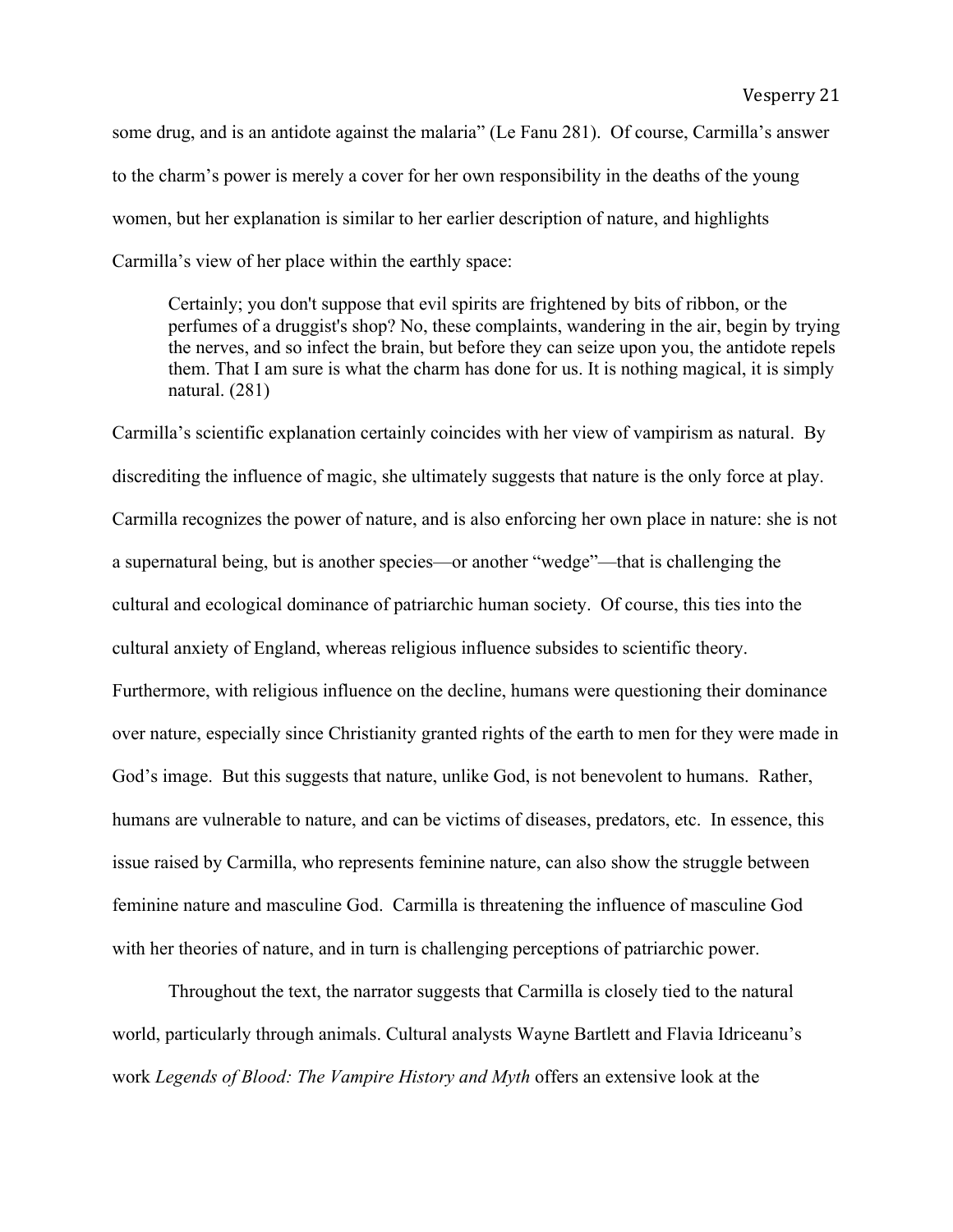some drug, and is an antidote against the malaria" (Le Fanu 281). Of course, Carmilla's answer to the charm's power is merely a cover for her own responsibility in the deaths of the young women, but her explanation is similar to her earlier description of nature, and highlights Carmilla's view of her place within the earthly space:

> Certainly; you don't suppose that evil spirits are frightened by bits of ribbon, or the perfumes of a druggist's shop? No, these complaints, wandering in the air, begin by trying the nerves, and so infect the brain, but before they can seize upon you, the antidote repels them. That I am sure is what the charm has done for us. It is nothing magical, it is simply natural. (281)

Carmilla's scientific explanation certainly coincides with her view of vampirism as natural. By discrediting the influence of magic, she ultimately suggests that nature is the only force at play. Carmilla recognizes the power of nature, and is also enforcing her own place in nature: she is not a supernatural being, but is another species—or another "wedge"—that is challenging the cultural and ecological dominance of patriarchic human society. Of course, this ties into the cultural anxiety of England, whereas religious influence subsides to scientific theory. Furthermore, with religious influence on the decline, humans were questioning their dominance over nature, especially since Christianity granted rights of the earth to men for they were made in God's image. But this suggests that nature, unlike God, is not benevolent to humans. Rather, humans are vulnerable to nature, and can be victims of diseases, predators, etc. In essence, this issue raised by Carmilla, who represents feminine nature, can also show the struggle between feminine nature and masculine God. Carmilla is threatening the influence of masculine God with her theories of nature, and in turn is challenging perceptions of patriarchic power.

Throughout the text, the narrator suggests that Carmilla is closely tied to the natural world, particularly through animals. Cultural analysts Wayne Bartlett and Flavia Idriceanu's work *Legends of Blood: The Vampire History and Myth* offers an extensive look at the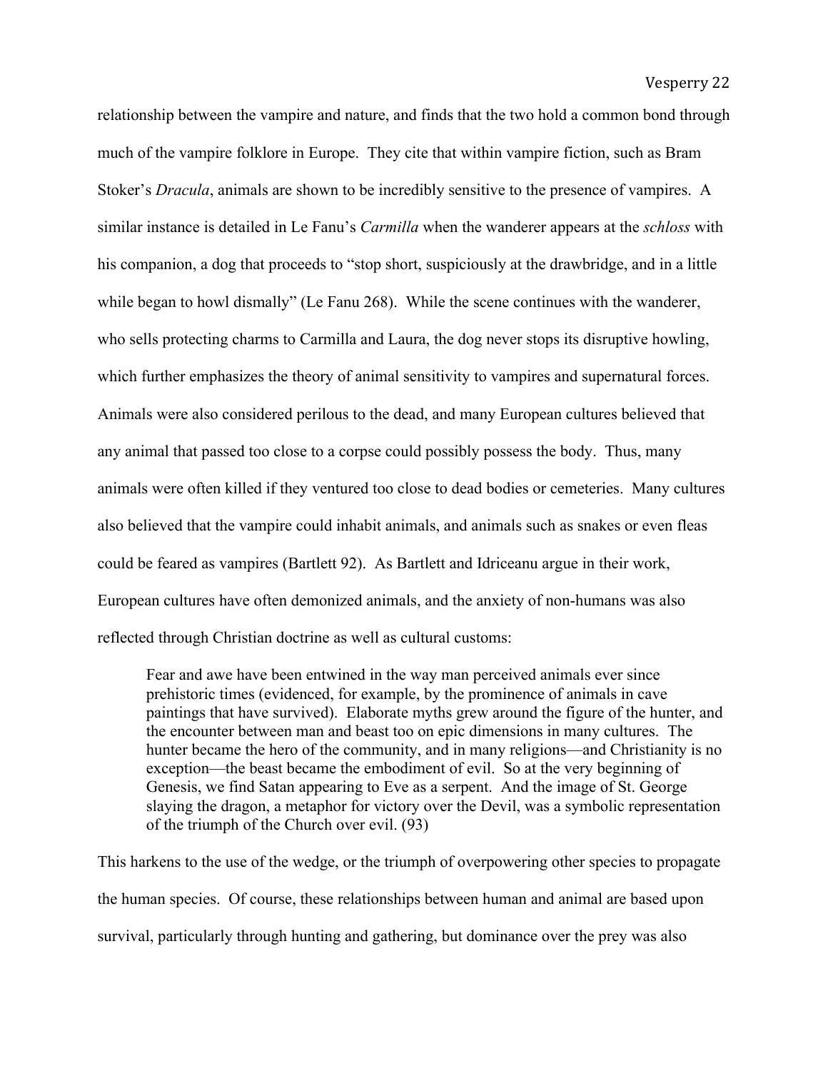relationship between the vampire and nature, and finds that the two hold a common bond through much of the vampire folklore in Europe. They cite that within vampire fiction, such as Bram Stoker's *Dracula*, animals are shown to be incredibly sensitive to the presence of vampires. A similar instance is detailed in Le Fanu's *Carmilla* when the wanderer appears at the *schloss* with his companion, a dog that proceeds to "stop short, suspiciously at the drawbridge, and in a little while began to howl dismally" (Le Fanu 268). While the scene continues with the wanderer, who sells protecting charms to Carmilla and Laura, the dog never stops its disruptive howling, which further emphasizes the theory of animal sensitivity to vampires and supernatural forces. Animals were also considered perilous to the dead, and many European cultures believed that any animal that passed too close to a corpse could possibly possess the body. Thus, many animals were often killed if they ventured too close to dead bodies or cemeteries. Many cultures also believed that the vampire could inhabit animals, and animals such as snakes or even fleas could be feared as vampires (Bartlett 92). As Bartlett and Idriceanu argue in their work, European cultures have often demonized animals, and the anxiety of non-humans was also reflected through Christian doctrine as well as cultural customs:

> Fear and awe have been entwined in the way man perceived animals ever since prehistoric times (evidenced, for example, by the prominence of animals in cave paintings that have survived). Elaborate myths grew around the figure of the hunter, and the encounter between man and beast too on epic dimensions in many cultures. The hunter became the hero of the community, and in many religions—and Christianity is no exception—the beast became the embodiment of evil. So at the very beginning of Genesis, we find Satan appearing to Eve as a serpent. And the image of St. George slaying the dragon, a metaphor for victory over the Devil, was a symbolic representation of the triumph of the Church over evil. (93)

This harkens to the use of the wedge, or the triumph of overpowering other species to propagate the human species. Of course, these relationships between human and animal are based upon survival, particularly through hunting and gathering, but dominance over the prey was also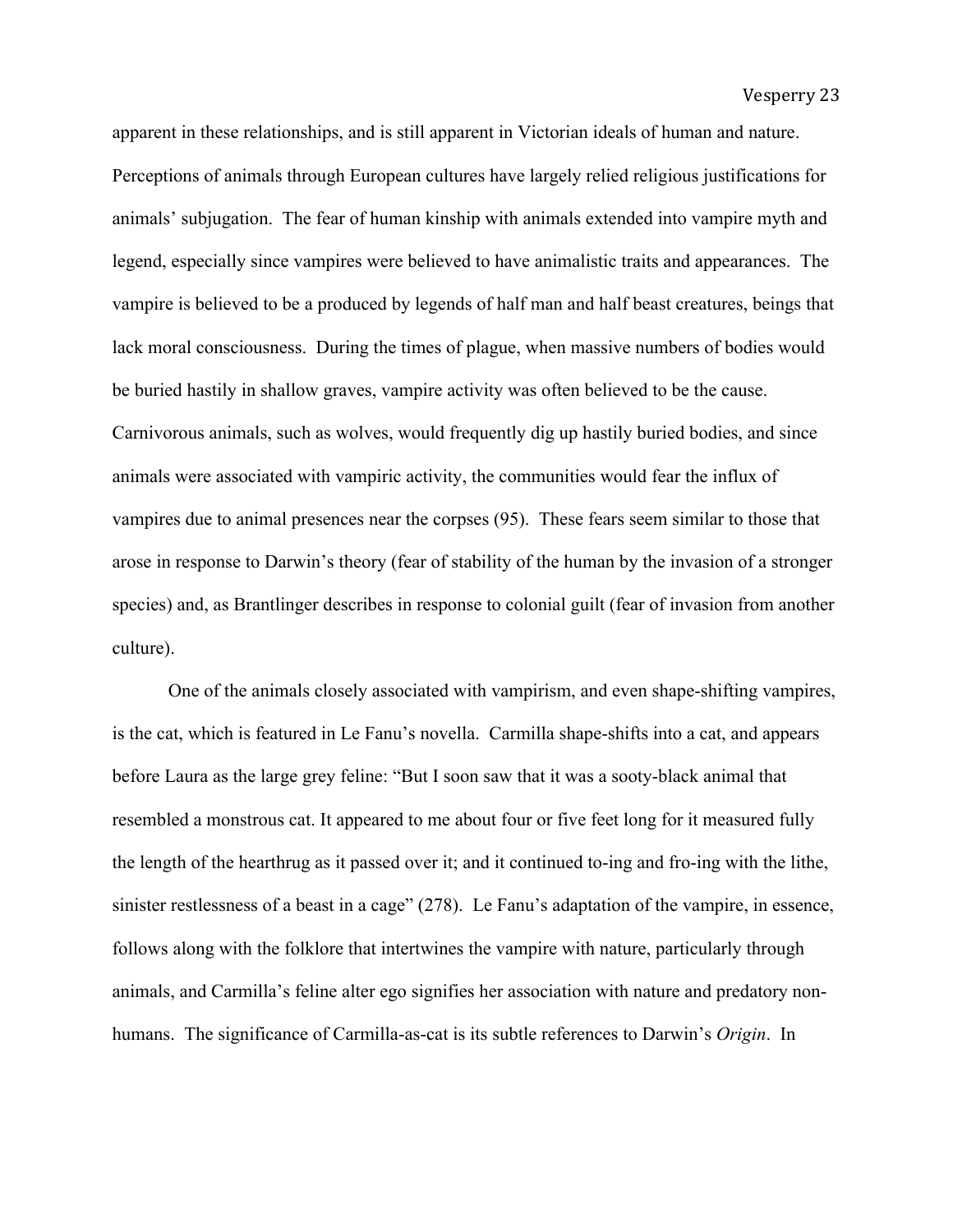apparent in these relationships, and is still apparent in Victorian ideals of human and nature. Perceptions of animals through European cultures have largely relied religious justifications for animals' subjugation. The fear of human kinship with animals extended into vampire myth and legend, especially since vampires were believed to have animalistic traits and appearances. The vampire is believed to be a produced by legends of half man and half beast creatures, beings that lack moral consciousness. During the times of plague, when massive numbers of bodies would be buried hastily in shallow graves, vampire activity was often believed to be the cause. Carnivorous animals, such as wolves, would frequently dig up hastily buried bodies, and since animals were associated with vampiric activity, the communities would fear the influx of vampires due to animal presences near the corpses (95). These fears seem similar to those that arose in response to Darwin's theory (fear of stability of the human by the invasion of a stronger species) and, as Brantlinger describes in response to colonial guilt (fear of invasion from another culture).

One of the animals closely associated with vampirism, and even shape-shifting vampires, is the cat, which is featured in Le Fanu's novella. Carmilla shape-shifts into a cat, and appears before Laura as the large grey feline: "But I soon saw that it was a sooty-black animal that resembled a monstrous cat. It appeared to me about four or five feet long for it measured fully the length of the hearthrug as it passed over it; and it continued to-ing and fro-ing with the lithe, sinister restlessness of a beast in a cage" (278). Le Fanu's adaptation of the vampire, in essence, follows along with the folklore that intertwines the vampire with nature, particularly through animals, and Carmilla's feline alter ego signifies her association with nature and predatory non-humans. The significance of Carmilla-as-cat is its subtle references to Darwin's *Origin*. In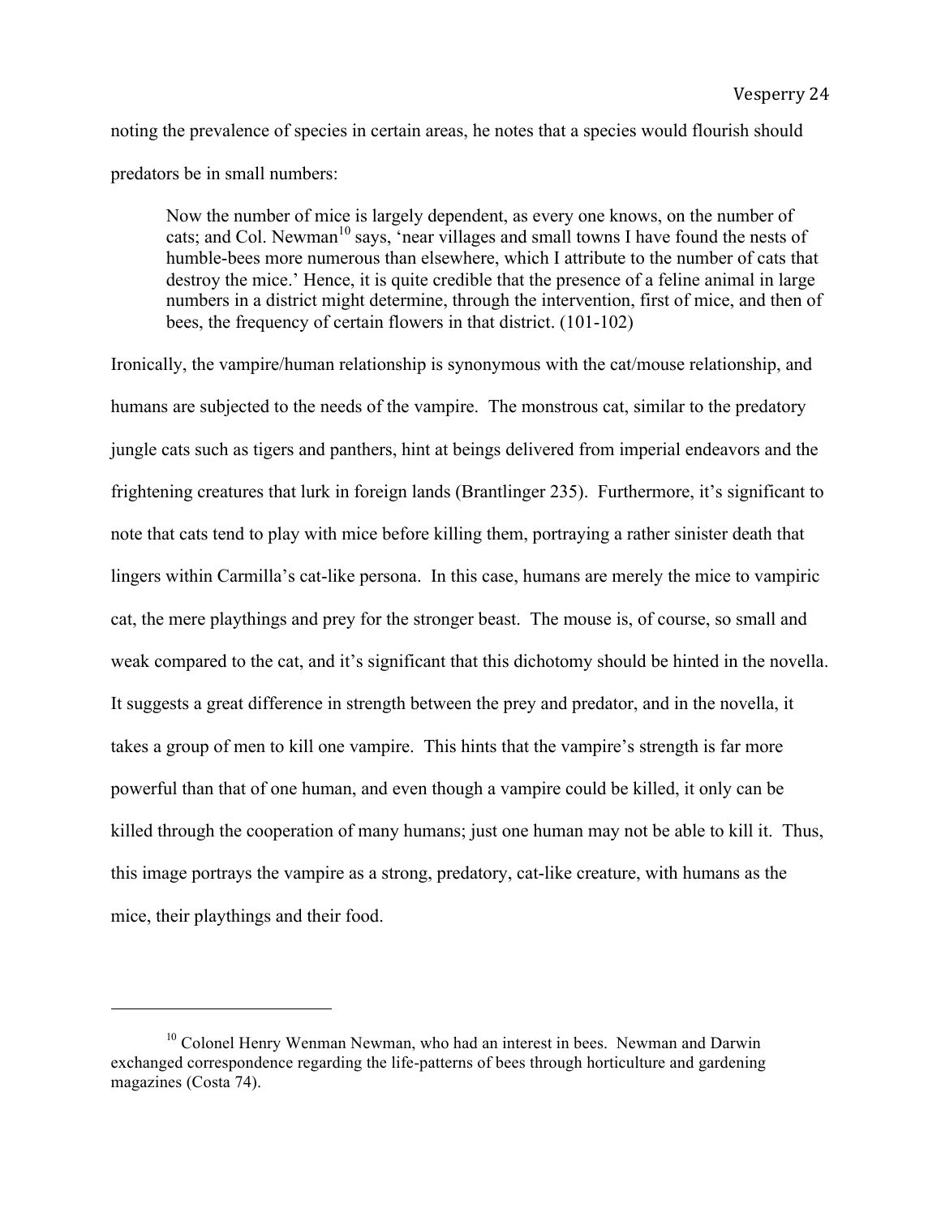noting the prevalence of species in certain areas, he notes that a species would flourish should predators be in small numbers:

> Now the number of mice is largely dependent, as every one knows, on the number of cats; and Col. Newman[10] says, 'near villages and small towns I have found the nests of humble-bees more numerous than elsewhere, which I attribute to the number of cats that destroy the mice.' Hence, it is quite credible that the presence of a feline animal in large numbers in a district might determine, through the intervention, first of mice, and then of bees, the frequency of certain flowers in that district. (101-102)

Ironically, the vampire/human relationship is synonymous with the cat/mouse relationship, and humans are subjected to the needs of the vampire. The monstrous cat, similar to the predatory jungle cats such as tigers and panthers, hint at beings delivered from imperial endeavors and the frightening creatures that lurk in foreign lands (Brantlinger 235). Furthermore, it's significant to note that cats tend to play with mice before killing them, portraying a rather sinister death that lingers within Carmilla's cat-like persona. In this case, humans are merely the mice to vampiric cat, the mere playthings and prey for the stronger beast. The mouse is, of course, so small and weak compared to the cat, and it's significant that this dichotomy should be hinted in the novella. It suggests a great difference in strength between the prey and predator, and in the novella, it takes a group of men to kill one vampire. This hints that the vampire's strength is far more powerful than that of one human, and even though a vampire could be killed, it only can be killed through the cooperation of many humans; just one human may not be able to kill it. Thus, this image portrays the vampire as a strong, predatory, cat-like creature, with humans as the mice, their playthings and their food.

---

[10] Colonel Henry Wenman Newman, who had an interest in bees. Newman and Darwin exchanged correspondence regarding the life-patterns of bees through horticulture and gardening magazines (Costa 74).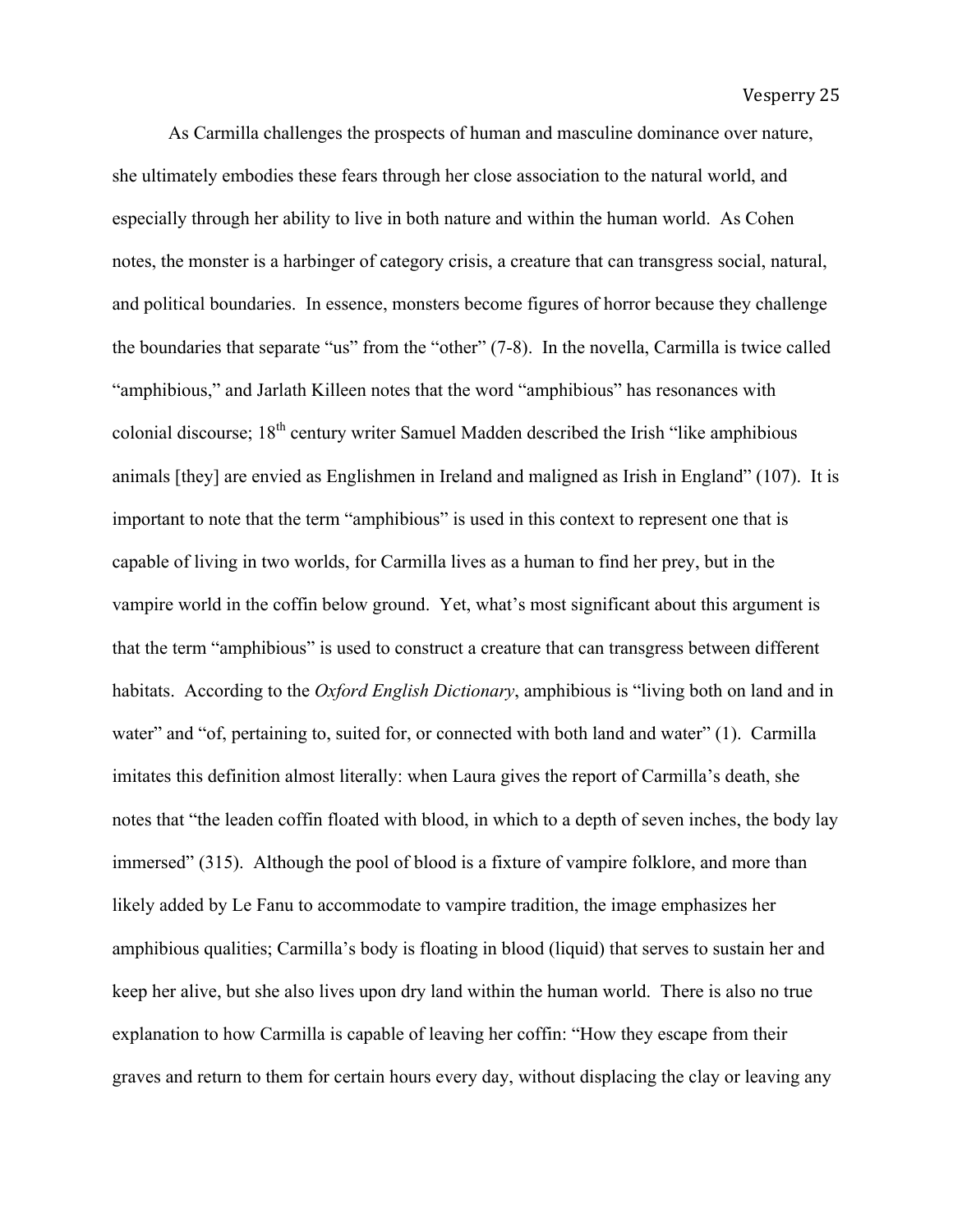As Carmilla challenges the prospects of human and masculine dominance over nature, she ultimately embodies these fears through her close association to the natural world, and especially through her ability to live in both nature and within the human world. As Cohen notes, the monster is a harbinger of category crisis, a creature that can transgress social, natural, and political boundaries. In essence, monsters become figures of horror because they challenge the boundaries that separate "us" from the "other" (7-8). In the novella, Carmilla is twice called "amphibious," and Jarlath Killeen notes that the word "amphibious" has resonances with colonial discourse; 18th century writer Samuel Madden described the Irish "like amphibious animals [they] are envied as Englishmen in Ireland and maligned as Irish in England" (107). It is important to note that the term "amphibious" is used in this context to represent one that is capable of living in two worlds, for Carmilla lives as a human to find her prey, but in the vampire world in the coffin below ground. Yet, what's most significant about this argument is that the term "amphibious" is used to construct a creature that can transgress between different habitats. According to the *Oxford English Dictionary*, amphibious is "living both on land and in water" and "of, pertaining to, suited for, or connected with both land and water" (1). Carmilla imitates this definition almost literally: when Laura gives the report of Carmilla's death, she notes that "the leaden coffin floated with blood, in which to a depth of seven inches, the body lay immersed" (315). Although the pool of blood is a fixture of vampire folklore, and more than likely added by Le Fanu to accommodate to vampire tradition, the image emphasizes her amphibious qualities; Carmilla's body is floating in blood (liquid) that serves to sustain her and keep her alive, but she also lives upon dry land within the human world. There is also no true explanation to how Carmilla is capable of leaving her coffin: "How they escape from their graves and return to them for certain hours every day, without displacing the clay or leaving any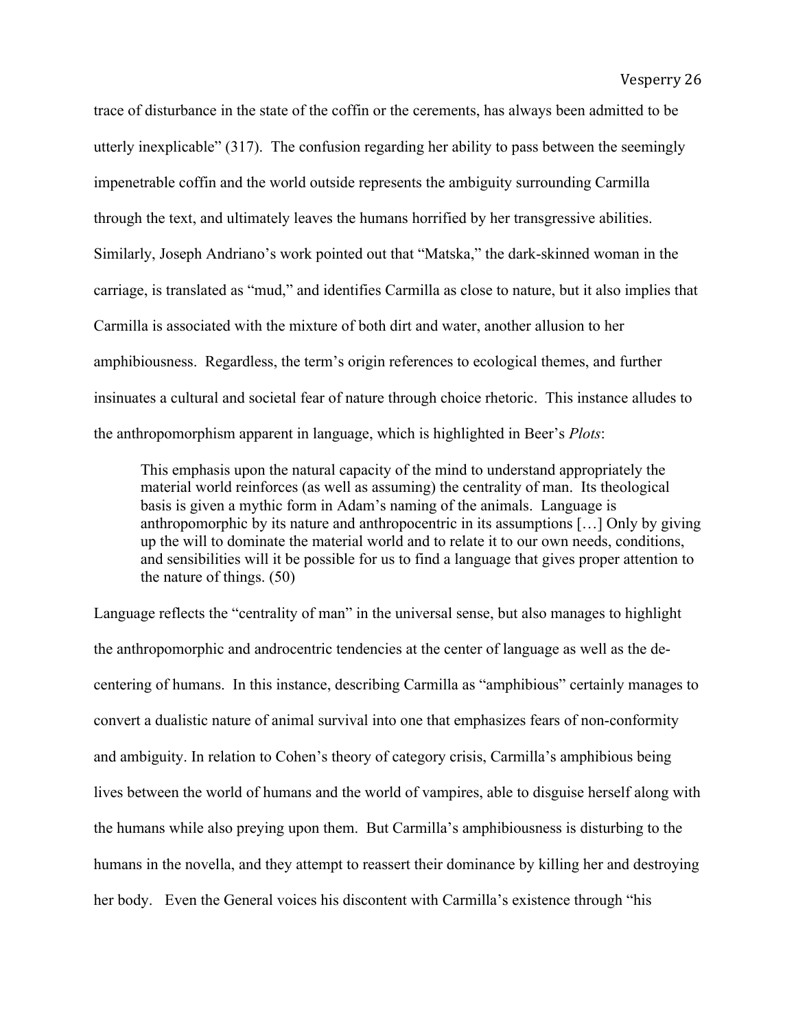trace of disturbance in the state of the coffin or the cerements, has always been admitted to be utterly inexplicable" (317). The confusion regarding her ability to pass between the seemingly impenetrable coffin and the world outside represents the ambiguity surrounding Carmilla through the text, and ultimately leaves the humans horrified by her transgressive abilities. Similarly, Joseph Andriano's work pointed out that "Matska," the dark-skinned woman in the carriage, is translated as "mud," and identifies Carmilla as close to nature, but it also implies that Carmilla is associated with the mixture of both dirt and water, another allusion to her amphibiousness. Regardless, the term's origin references to ecological themes, and further insinuates a cultural and societal fear of nature through choice rhetoric. This instance alludes to the anthropomorphism apparent in language, which is highlighted in Beer's *Plots*:

> This emphasis upon the natural capacity of the mind to understand appropriately the material world reinforces (as well as assuming) the centrality of man. Its theological basis is given a mythic form in Adam's naming of the animals. Language is anthropomorphic by its nature and anthropocentric in its assumptions […] Only by giving up the will to dominate the material world and to relate it to our own needs, conditions, and sensibilities will it be possible for us to find a language that gives proper attention to the nature of things. (50)

Language reflects the "centrality of man" in the universal sense, but also manages to highlight the anthropomorphic and androcentric tendencies at the center of language as well as the de-centering of humans. In this instance, describing Carmilla as "amphibious" certainly manages to convert a dualistic nature of animal survival into one that emphasizes fears of non-conformity and ambiguity. In relation to Cohen's theory of category crisis, Carmilla's amphibious being lives between the world of humans and the world of vampires, able to disguise herself along with the humans while also preying upon them. But Carmilla's amphibiousness is disturbing to the humans in the novella, and they attempt to reassert their dominance by killing her and destroying her body. Even the General voices his discontent with Carmilla's existence through "his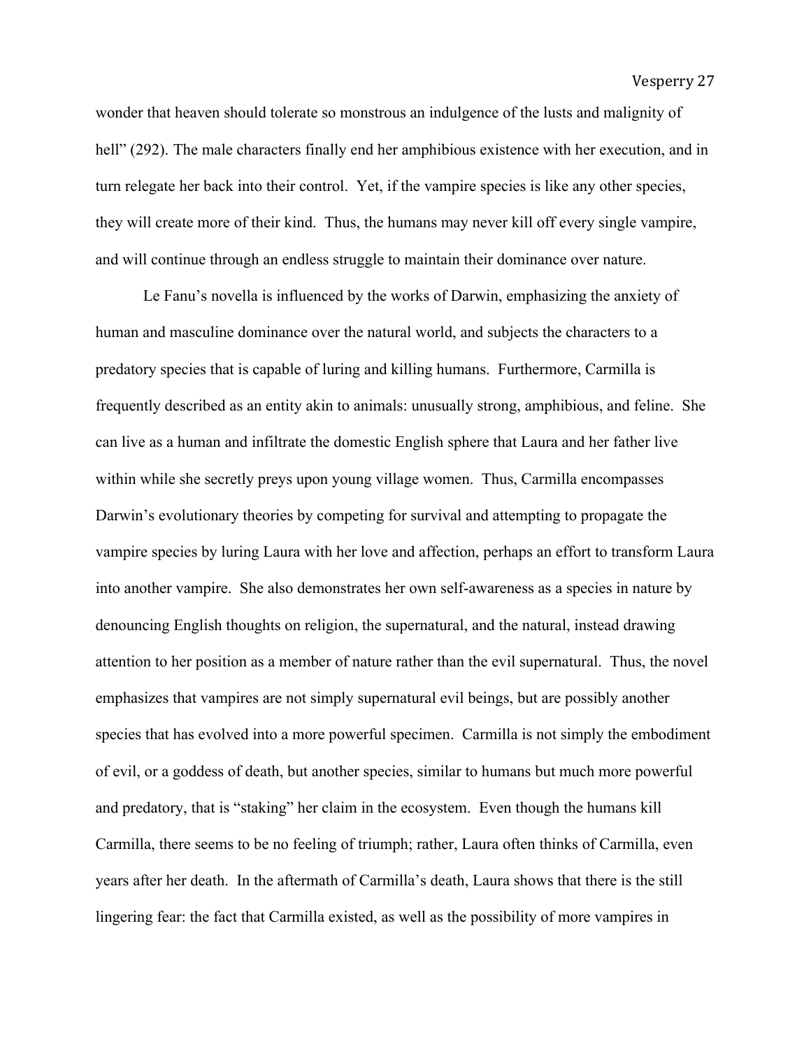wonder that heaven should tolerate so monstrous an indulgence of the lusts and malignity of hell" (292). The male characters finally end her amphibious existence with her execution, and in turn relegate her back into their control. Yet, if the vampire species is like any other species, they will create more of their kind. Thus, the humans may never kill off every single vampire, and will continue through an endless struggle to maintain their dominance over nature.

Le Fanu's novella is influenced by the works of Darwin, emphasizing the anxiety of human and masculine dominance over the natural world, and subjects the characters to a predatory species that is capable of luring and killing humans. Furthermore, Carmilla is frequently described as an entity akin to animals: unusually strong, amphibious, and feline. She can live as a human and infiltrate the domestic English sphere that Laura and her father live within while she secretly preys upon young village women. Thus, Carmilla encompasses Darwin's evolutionary theories by competing for survival and attempting to propagate the vampire species by luring Laura with her love and affection, perhaps an effort to transform Laura into another vampire. She also demonstrates her own self-awareness as a species in nature by denouncing English thoughts on religion, the supernatural, and the natural, instead drawing attention to her position as a member of nature rather than the evil supernatural. Thus, the novel emphasizes that vampires are not simply supernatural evil beings, but are possibly another species that has evolved into a more powerful specimen. Carmilla is not simply the embodiment of evil, or a goddess of death, but another species, similar to humans but much more powerful and predatory, that is "staking" her claim in the ecosystem. Even though the humans kill Carmilla, there seems to be no feeling of triumph; rather, Laura often thinks of Carmilla, even years after her death. In the aftermath of Carmilla's death, Laura shows that there is the still lingering fear: the fact that Carmilla existed, as well as the possibility of more vampires in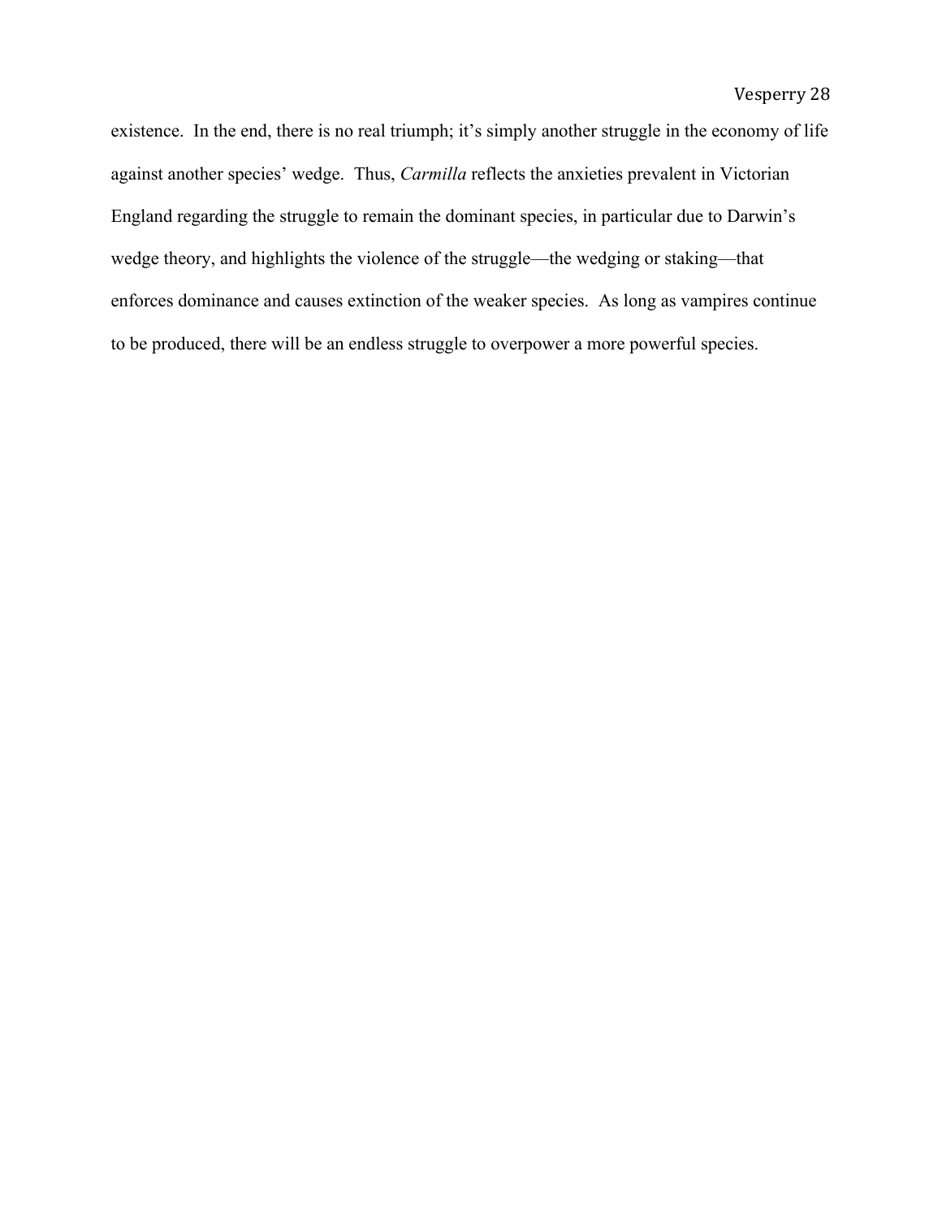existence.  In the end, there is no real triumph; it's simply another struggle in the economy of life against another species' wedge.  Thus, *Carmilla* reflects the anxieties prevalent in Victorian England regarding the struggle to remain the dominant species, in particular due to Darwin's wedge theory, and highlights the violence of the struggle—the wedging or staking—that enforces dominance and causes extinction of the weaker species.  As long as vampires continue to be produced, there will be an endless struggle to overpower a more powerful species.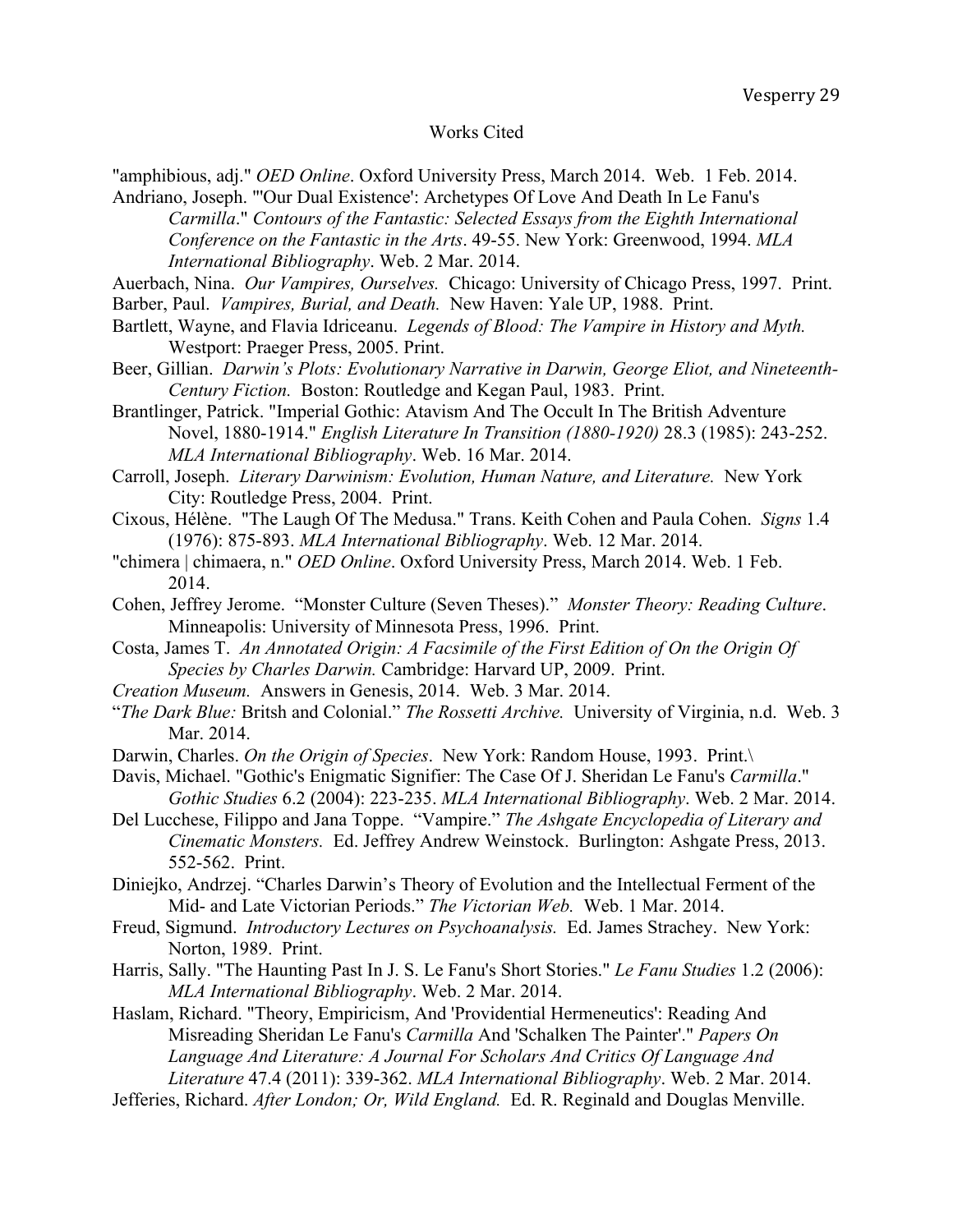# Works Cited

"amphibious, adj." *OED Online*. Oxford University Press, March 2014. Web. 1 Feb. 2014.

Andriano, Joseph. "'Our Dual Existence': Archetypes Of Love And Death In Le Fanu's *Carmilla*." *Contours of the Fantastic: Selected Essays from the Eighth International Conference on the Fantastic in the Arts*. 49-55. New York: Greenwood, 1994. *MLA International Bibliography*. Web. 2 Mar. 2014.

Auerbach, Nina. *Our Vampires, Ourselves.* Chicago: University of Chicago Press, 1997. Print.

Barber, Paul. *Vampires, Burial, and Death.* New Haven: Yale UP, 1988. Print.

Bartlett, Wayne, and Flavia Idriceanu. *Legends of Blood: The Vampire in History and Myth.* Westport: Praeger Press, 2005. Print.

Beer, Gillian. *Darwin's Plots: Evolutionary Narrative in Darwin, George Eliot, and Nineteenth-Century Fiction.* Boston: Routledge and Kegan Paul, 1983. Print.

Brantlinger, Patrick. "Imperial Gothic: Atavism And The Occult In The British Adventure Novel, 1880-1914." *English Literature In Transition (1880-1920)* 28.3 (1985): 243-252. *MLA International Bibliography*. Web. 16 Mar. 2014.

Carroll, Joseph. *Literary Darwinism: Evolution, Human Nature, and Literature.* New York City: Routledge Press, 2004. Print.

Cixous, Hélène. "The Laugh Of The Medusa." Trans. Keith Cohen and Paula Cohen. *Signs* 1.4 (1976): 875-893. *MLA International Bibliography*. Web. 12 Mar. 2014.

"chimera | chimaera, n." *OED Online*. Oxford University Press, March 2014. Web. 1 Feb. 2014.

Cohen, Jeffrey Jerome. "Monster Culture (Seven Theses)." *Monster Theory: Reading Culture*. Minneapolis: University of Minnesota Press, 1996. Print.

Costa, James T. *An Annotated Origin: A Facsimile of the First Edition of On the Origin Of Species by Charles Darwin.* Cambridge: Harvard UP, 2009. Print.

*Creation Museum.* Answers in Genesis, 2014. Web. 3 Mar. 2014.

"*The Dark Blue:* Britsh and Colonial." *The Rossetti Archive.* University of Virginia, n.d. Web. 3 Mar. 2014.

Darwin, Charles. *On the Origin of Species*. New York: Random House, 1993. Print.\

Davis, Michael. "Gothic's Enigmatic Signifier: The Case Of J. Sheridan Le Fanu's *Carmilla*." *Gothic Studies* 6.2 (2004): 223-235. *MLA International Bibliography*. Web. 2 Mar. 2014.

Del Lucchese, Filippo and Jana Toppe. "Vampire." *The Ashgate Encyclopedia of Literary and Cinematic Monsters.* Ed. Jeffrey Andrew Weinstock. Burlington: Ashgate Press, 2013. 552-562. Print.

Diniejko, Andrzej. "Charles Darwin's Theory of Evolution and the Intellectual Ferment of the Mid- and Late Victorian Periods." *The Victorian Web.* Web. 1 Mar. 2014.

Freud, Sigmund. *Introductory Lectures on Psychoanalysis.* Ed. James Strachey. New York: Norton, 1989. Print.

Harris, Sally. "The Haunting Past In J. S. Le Fanu's Short Stories." *Le Fanu Studies* 1.2 (2006): *MLA International Bibliography*. Web. 2 Mar. 2014.

Haslam, Richard. "Theory, Empiricism, And 'Providential Hermeneutics': Reading And Misreading Sheridan Le Fanu's *Carmilla* And 'Schalken The Painter'." *Papers On Language And Literature: A Journal For Scholars And Critics Of Language And Literature* 47.4 (2011): 339-362. *MLA International Bibliography*. Web. 2 Mar. 2014.

Jefferies, Richard. *After London; Or, Wild England.* Ed. R. Reginald and Douglas Menville.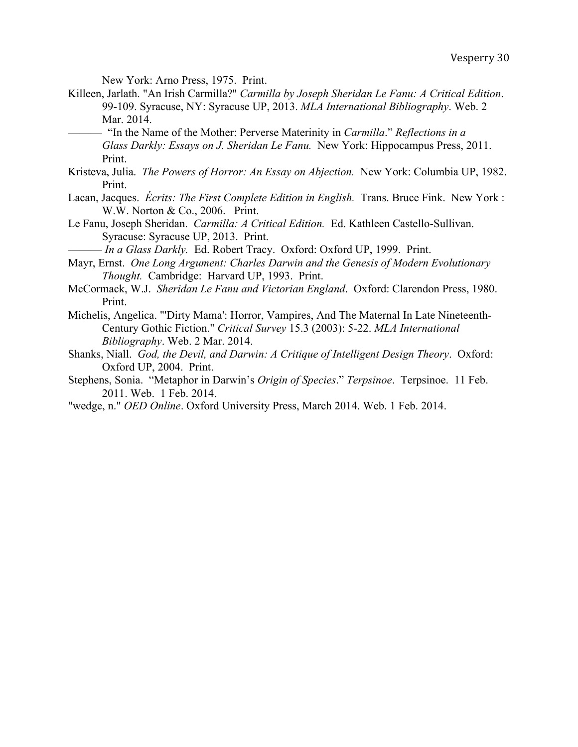New York: Arno Press, 1975. Print.

Killeen, Jarlath. "An Irish Carmilla?" *Carmilla by Joseph Sheridan Le Fanu: A Critical Edition*. 99-109. Syracuse, NY: Syracuse UP, 2013. *MLA International Bibliography*. Web. 2 Mar. 2014.

——— "In the Name of the Mother: Perverse Materinity in *Carmilla*." *Reflections in a Glass Darkly: Essays on J. Sheridan Le Fanu.* New York: Hippocampus Press, 2011. Print.

Kristeva, Julia. *The Powers of Horror: An Essay on Abjection.* New York: Columbia UP, 1982. Print.

Lacan, Jacques. *Écrits: The First Complete Edition in English.* Trans. Bruce Fink. New York : W.W. Norton & Co., 2006. Print.

Le Fanu, Joseph Sheridan. *Carmilla: A Critical Edition.* Ed. Kathleen Castello-Sullivan. Syracuse: Syracuse UP, 2013. Print.

——— *In a Glass Darkly.* Ed. Robert Tracy. Oxford: Oxford UP, 1999. Print.

Mayr, Ernst. *One Long Argument: Charles Darwin and the Genesis of Modern Evolutionary Thought.* Cambridge: Harvard UP, 1993. Print.

McCormack, W.J. *Sheridan Le Fanu and Victorian England*. Oxford: Clarendon Press, 1980. Print.

Michelis, Angelica. "'Dirty Mama': Horror, Vampires, And The Maternal In Late Nineteenth-Century Gothic Fiction." *Critical Survey* 15.3 (2003): 5-22. *MLA International Bibliography*. Web. 2 Mar. 2014.

Shanks, Niall. *God, the Devil, and Darwin: A Critique of Intelligent Design Theory*. Oxford: Oxford UP, 2004. Print.

Stephens, Sonia. "Metaphor in Darwin's *Origin of Species*." *Terpsinoe*. Terpsinoe. 11 Feb. 2011. Web. 1 Feb. 2014.

"wedge, n." *OED Online*. Oxford University Press, March 2014. Web. 1 Feb. 2014.